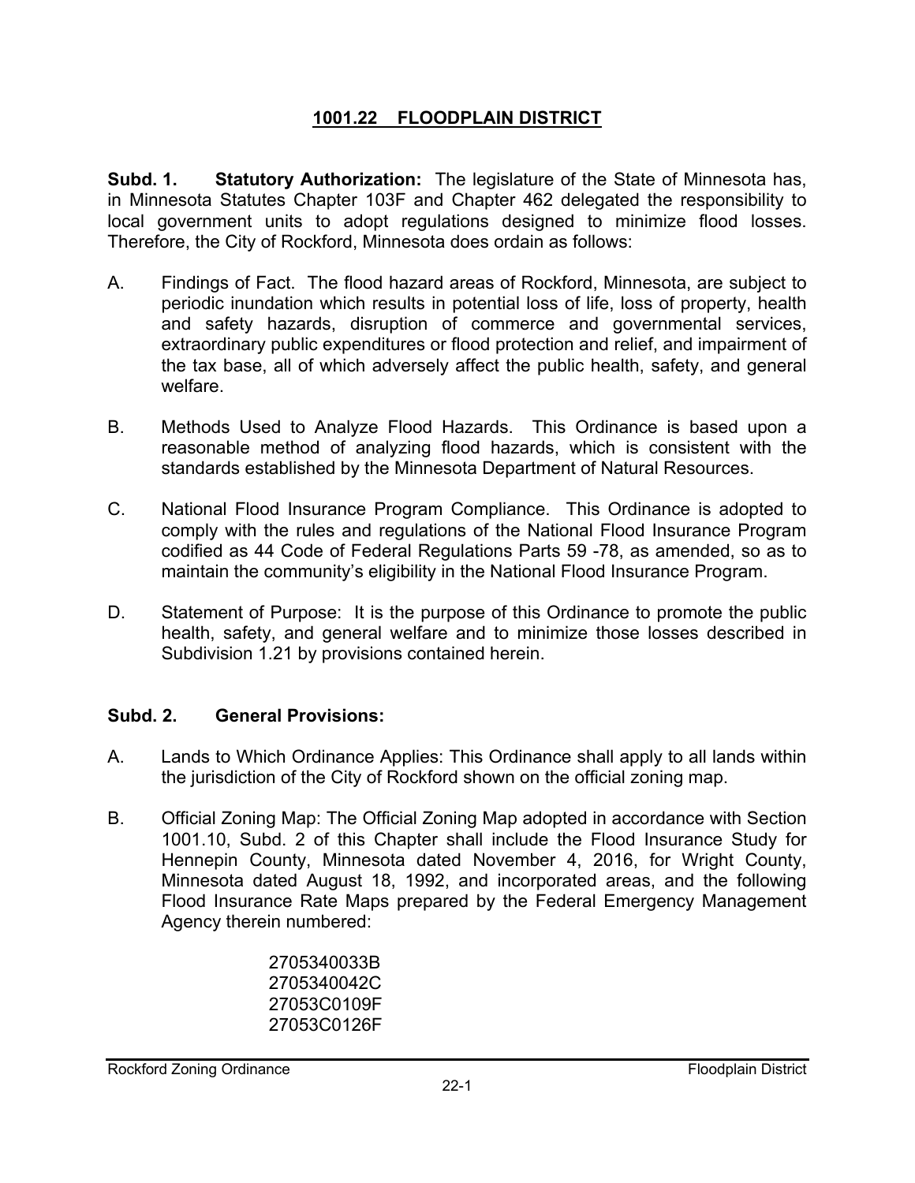# 1001.22 FLOODPLAIN DISTRICT

**Subd. 1. Statutory Authorization:** The legislature of the State of Minnesota has, in Minnesota Statutes Chapter 103F and Chapter 462 delegated the responsibility to local government units to adopt regulations designed to minimize flood losses. Therefore, the City of Rockford, Minnesota does ordain as follows:

A. Findings of Fact. The flood hazard areas of Rockford, Minnesota, are subject to periodic inundation which results in potential loss of life, loss of property, health and safety hazards, disruption of commerce and governmental services, extraordinary public expenditures or flood protection and relief, and impairment of the tax base, all of which adversely affect the public health, safety, and general welfare.

B. Methods Used to Analyze Flood Hazards. This Ordinance is based upon a reasonable method of analyzing flood hazards, which is consistent with the standards established by the Minnesota Department of Natural Resources.

C. National Flood Insurance Program Compliance. This Ordinance is adopted to comply with the rules and regulations of the National Flood Insurance Program codified as 44 Code of Federal Regulations Parts 59 -78, as amended, so as to maintain the community's eligibility in the National Flood Insurance Program.

D. Statement of Purpose: It is the purpose of this Ordinance to promote the public health, safety, and general welfare and to minimize those losses described in Subdivision 1.21 by provisions contained herein.

**Subd. 2. General Provisions:**

A. Lands to Which Ordinance Applies: This Ordinance shall apply to all lands within the jurisdiction of the City of Rockford shown on the official zoning map.

B. Official Zoning Map: The Official Zoning Map adopted in accordance with Section 1001.10, Subd. 2 of this Chapter shall include the Flood Insurance Study for Hennepin County, Minnesota dated November 4, 2016, for Wright County, Minnesota dated August 18, 1992, and incorporated areas, and the following Flood Insurance Rate Maps prepared by the Federal Emergency Management Agency therein numbered:

2705340033B
2705340042C
27053C0109F
27053C0126F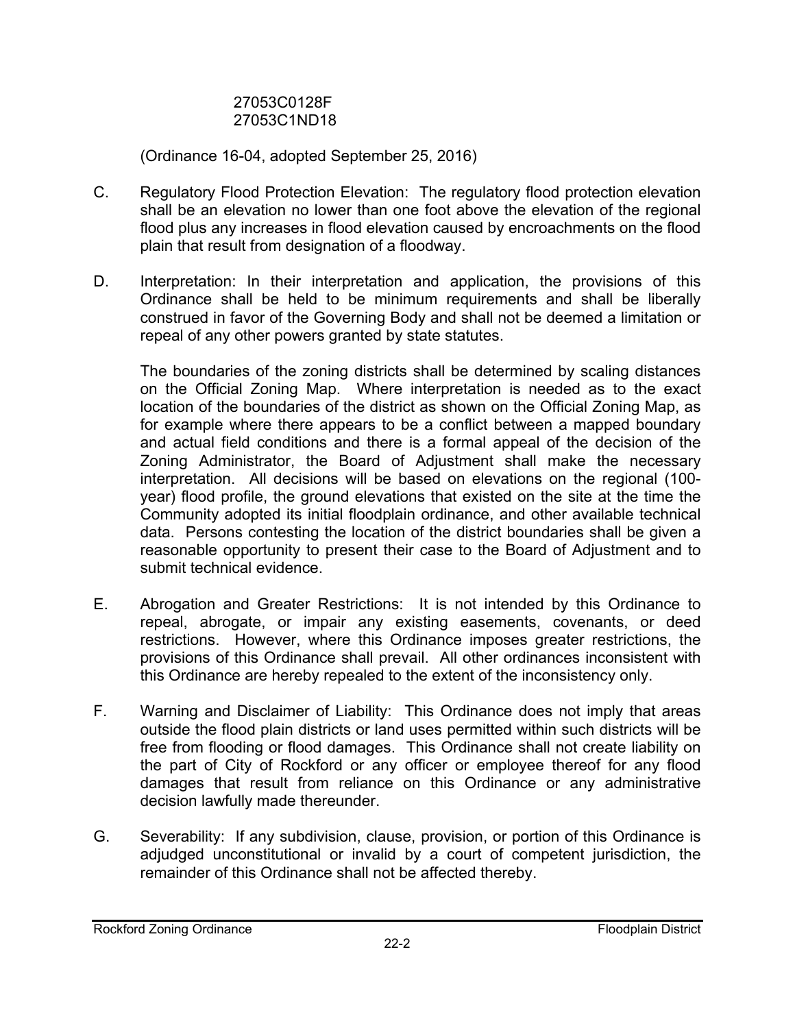27053C0128F
27053C1ND18

(Ordinance 16-04, adopted September 25, 2016)

C. Regulatory Flood Protection Elevation: The regulatory flood protection elevation shall be an elevation no lower than one foot above the elevation of the regional flood plus any increases in flood elevation caused by encroachments on the flood plain that result from designation of a floodway.

D. Interpretation: In their interpretation and application, the provisions of this Ordinance shall be held to be minimum requirements and shall be liberally construed in favor of the Governing Body and shall not be deemed a limitation or repeal of any other powers granted by state statutes.

   The boundaries of the zoning districts shall be determined by scaling distances on the Official Zoning Map. Where interpretation is needed as to the exact location of the boundaries of the district as shown on the Official Zoning Map, as for example where there appears to be a conflict between a mapped boundary and actual field conditions and there is a formal appeal of the decision of the Zoning Administrator, the Board of Adjustment shall make the necessary interpretation. All decisions will be based on elevations on the regional (100-year) flood profile, the ground elevations that existed on the site at the time the Community adopted its initial floodplain ordinance, and other available technical data. Persons contesting the location of the district boundaries shall be given a reasonable opportunity to present their case to the Board of Adjustment and to submit technical evidence.

E. Abrogation and Greater Restrictions: It is not intended by this Ordinance to repeal, abrogate, or impair any existing easements, covenants, or deed restrictions. However, where this Ordinance imposes greater restrictions, the provisions of this Ordinance shall prevail. All other ordinances inconsistent with this Ordinance are hereby repealed to the extent of the inconsistency only.

F. Warning and Disclaimer of Liability: This Ordinance does not imply that areas outside the flood plain districts or land uses permitted within such districts will be free from flooding or flood damages. This Ordinance shall not create liability on the part of City of Rockford or any officer or employee thereof for any flood damages that result from reliance on this Ordinance or any administrative decision lawfully made thereunder.

G. Severability: If any subdivision, clause, provision, or portion of this Ordinance is adjudged unconstitutional or invalid by a court of competent jurisdiction, the remainder of this Ordinance shall not be affected thereby.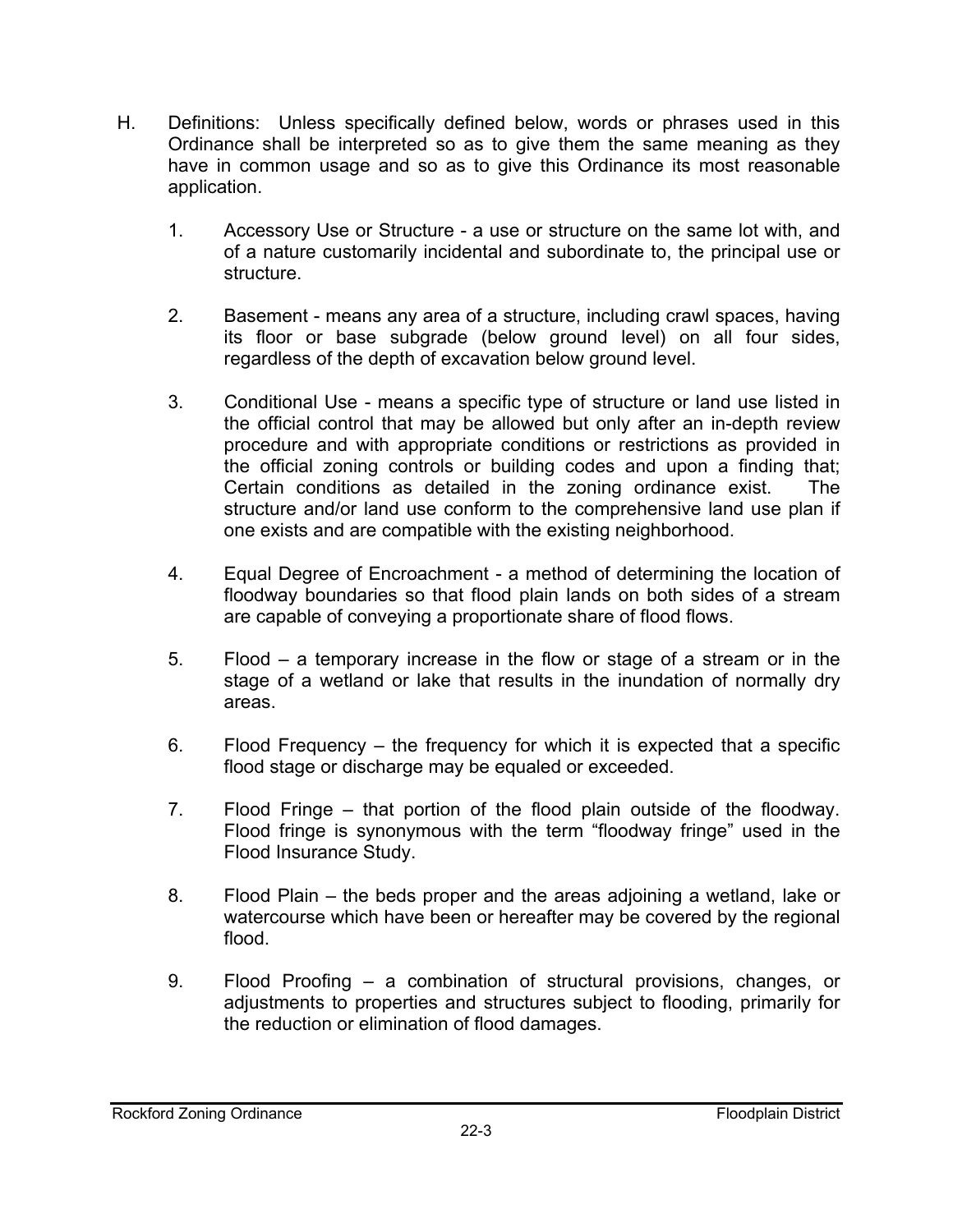H. Definitions: Unless specifically defined below, words or phrases used in this Ordinance shall be interpreted so as to give them the same meaning as they have in common usage and so as to give this Ordinance its most reasonable application.

1. Accessory Use or Structure - a use or structure on the same lot with, and of a nature customarily incidental and subordinate to, the principal use or structure.

2. Basement - means any area of a structure, including crawl spaces, having its floor or base subgrade (below ground level) on all four sides, regardless of the depth of excavation below ground level.

3. Conditional Use - means a specific type of structure or land use listed in the official control that may be allowed but only after an in-depth review procedure and with appropriate conditions or restrictions as provided in the official zoning controls or building codes and upon a finding that; Certain conditions as detailed in the zoning ordinance exist. The structure and/or land use conform to the comprehensive land use plan if one exists and are compatible with the existing neighborhood.

4. Equal Degree of Encroachment - a method of determining the location of floodway boundaries so that flood plain lands on both sides of a stream are capable of conveying a proportionate share of flood flows.

5. Flood – a temporary increase in the flow or stage of a stream or in the stage of a wetland or lake that results in the inundation of normally dry areas.

6. Flood Frequency – the frequency for which it is expected that a specific flood stage or discharge may be equaled or exceeded.

7. Flood Fringe – that portion of the flood plain outside of the floodway. Flood fringe is synonymous with the term "floodway fringe" used in the Flood Insurance Study.

8. Flood Plain – the beds proper and the areas adjoining a wetland, lake or watercourse which have been or hereafter may be covered by the regional flood.

9. Flood Proofing – a combination of structural provisions, changes, or adjustments to properties and structures subject to flooding, primarily for the reduction or elimination of flood damages.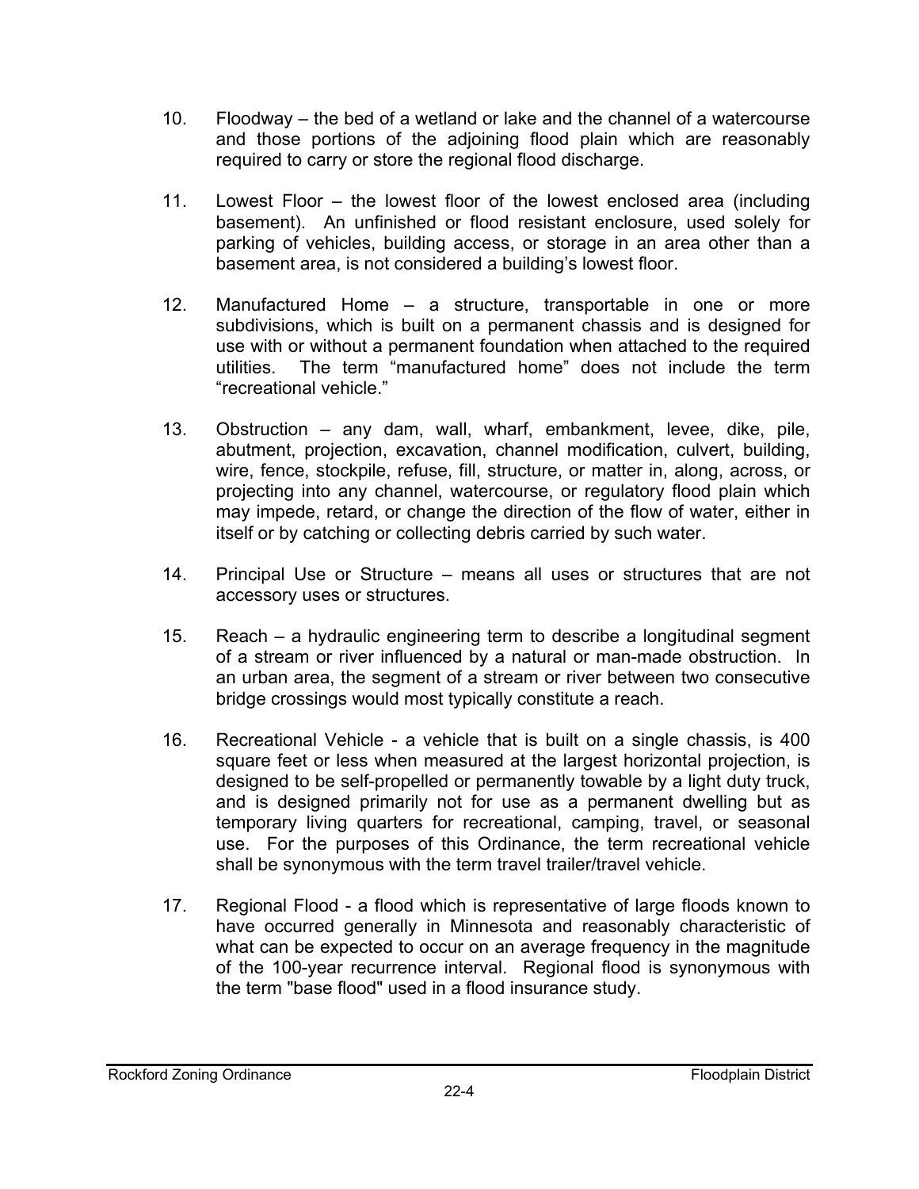10. Floodway – the bed of a wetland or lake and the channel of a watercourse and those portions of the adjoining flood plain which are reasonably required to carry or store the regional flood discharge.

11. Lowest Floor – the lowest floor of the lowest enclosed area (including basement). An unfinished or flood resistant enclosure, used solely for parking of vehicles, building access, or storage in an area other than a basement area, is not considered a building's lowest floor.

12. Manufactured Home – a structure, transportable in one or more subdivisions, which is built on a permanent chassis and is designed for use with or without a permanent foundation when attached to the required utilities. The term "manufactured home" does not include the term "recreational vehicle."

13. Obstruction – any dam, wall, wharf, embankment, levee, dike, pile, abutment, projection, excavation, channel modification, culvert, building, wire, fence, stockpile, refuse, fill, structure, or matter in, along, across, or projecting into any channel, watercourse, or regulatory flood plain which may impede, retard, or change the direction of the flow of water, either in itself or by catching or collecting debris carried by such water.

14. Principal Use or Structure – means all uses or structures that are not accessory uses or structures.

15. Reach – a hydraulic engineering term to describe a longitudinal segment of a stream or river influenced by a natural or man-made obstruction. In an urban area, the segment of a stream or river between two consecutive bridge crossings would most typically constitute a reach.

16. Recreational Vehicle - a vehicle that is built on a single chassis, is 400 square feet or less when measured at the largest horizontal projection, is designed to be self-propelled or permanently towable by a light duty truck, and is designed primarily not for use as a permanent dwelling but as temporary living quarters for recreational, camping, travel, or seasonal use. For the purposes of this Ordinance, the term recreational vehicle shall be synonymous with the term travel trailer/travel vehicle.

17. Regional Flood - a flood which is representative of large floods known to have occurred generally in Minnesota and reasonably characteristic of what can be expected to occur on an average frequency in the magnitude of the 100-year recurrence interval. Regional flood is synonymous with the term "base flood" used in a flood insurance study.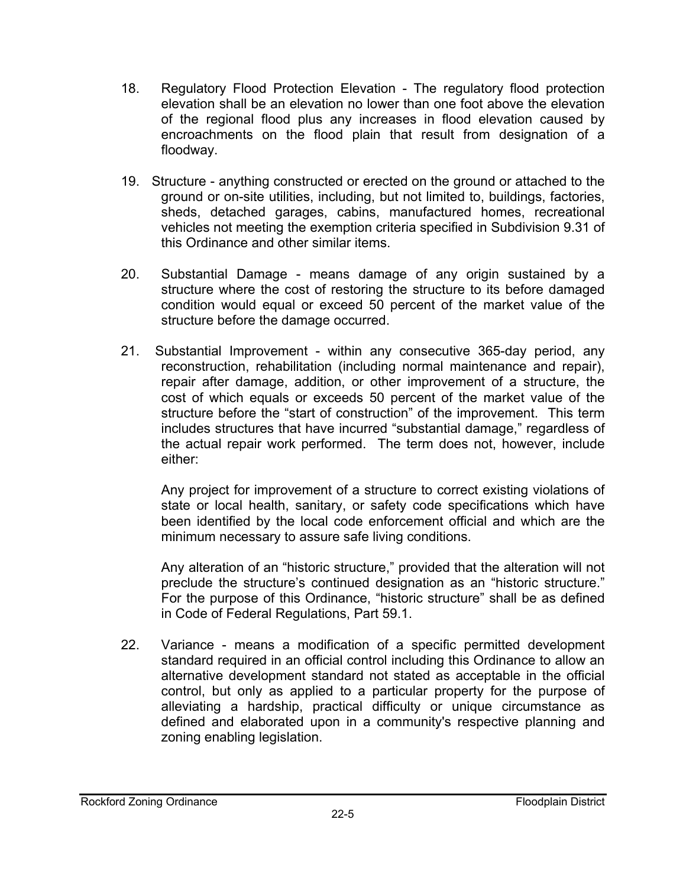18. Regulatory Flood Protection Elevation - The regulatory flood protection elevation shall be an elevation no lower than one foot above the elevation of the regional flood plus any increases in flood elevation caused by encroachments on the flood plain that result from designation of a floodway.

19. Structure - anything constructed or erected on the ground or attached to the ground or on-site utilities, including, but not limited to, buildings, factories, sheds, detached garages, cabins, manufactured homes, recreational vehicles not meeting the exemption criteria specified in Subdivision 9.31 of this Ordinance and other similar items.

20. Substantial Damage - means damage of any origin sustained by a structure where the cost of restoring the structure to its before damaged condition would equal or exceed 50 percent of the market value of the structure before the damage occurred.

21. Substantial Improvement - within any consecutive 365-day period, any reconstruction, rehabilitation (including normal maintenance and repair), repair after damage, addition, or other improvement of a structure, the cost of which equals or exceeds 50 percent of the market value of the structure before the "start of construction" of the improvement. This term includes structures that have incurred "substantial damage," regardless of the actual repair work performed. The term does not, however, include either:

    Any project for improvement of a structure to correct existing violations of state or local health, sanitary, or safety code specifications which have been identified by the local code enforcement official and which are the minimum necessary to assure safe living conditions.

    Any alteration of an "historic structure," provided that the alteration will not preclude the structure's continued designation as an "historic structure." For the purpose of this Ordinance, "historic structure" shall be as defined in Code of Federal Regulations, Part 59.1.

22. Variance - means a modification of a specific permitted development standard required in an official control including this Ordinance to allow an alternative development standard not stated as acceptable in the official control, but only as applied to a particular property for the purpose of alleviating a hardship, practical difficulty or unique circumstance as defined and elaborated upon in a community's respective planning and zoning enabling legislation.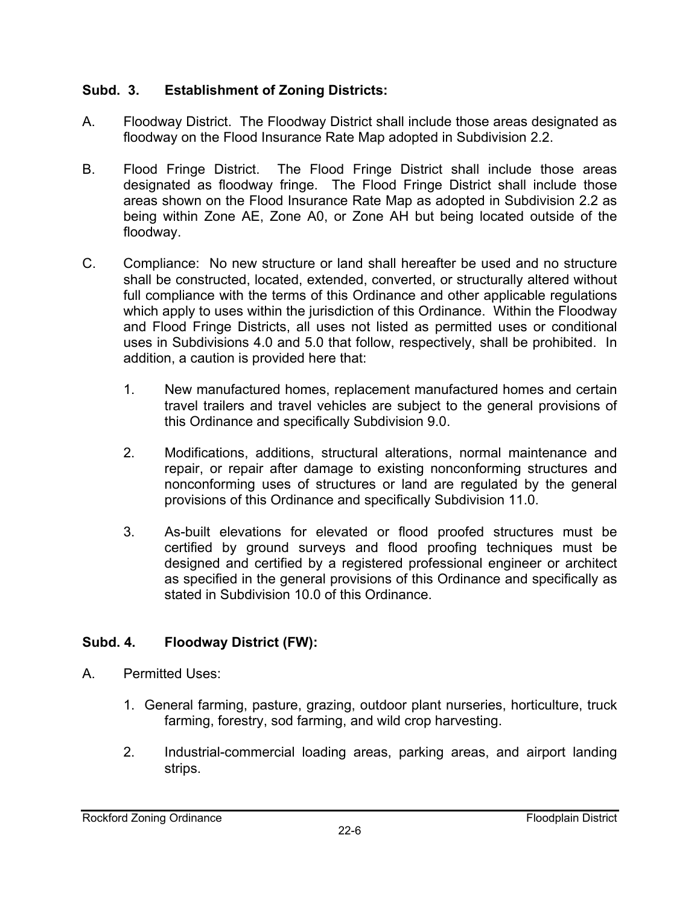**Subd. 3. Establishment of Zoning Districts:**

A. Floodway District. The Floodway District shall include those areas designated as floodway on the Flood Insurance Rate Map adopted in Subdivision 2.2.

B. Flood Fringe District. The Flood Fringe District shall include those areas designated as floodway fringe. The Flood Fringe District shall include those areas shown on the Flood Insurance Rate Map as adopted in Subdivision 2.2 as being within Zone AE, Zone A0, or Zone AH but being located outside of the floodway.

C. Compliance: No new structure or land shall hereafter be used and no structure shall be constructed, located, extended, converted, or structurally altered without full compliance with the terms of this Ordinance and other applicable regulations which apply to uses within the jurisdiction of this Ordinance. Within the Floodway and Flood Fringe Districts, all uses not listed as permitted uses or conditional uses in Subdivisions 4.0 and 5.0 that follow, respectively, shall be prohibited. In addition, a caution is provided here that:

   1. New manufactured homes, replacement manufactured homes and certain travel trailers and travel vehicles are subject to the general provisions of this Ordinance and specifically Subdivision 9.0.

   2. Modifications, additions, structural alterations, normal maintenance and repair, or repair after damage to existing nonconforming structures and nonconforming uses of structures or land are regulated by the general provisions of this Ordinance and specifically Subdivision 11.0.

   3. As-built elevations for elevated or flood proofed structures must be certified by ground surveys and flood proofing techniques must be designed and certified by a registered professional engineer or architect as specified in the general provisions of this Ordinance and specifically as stated in Subdivision 10.0 of this Ordinance.

**Subd. 4. Floodway District (FW):**

A. Permitted Uses:

   1. General farming, pasture, grazing, outdoor plant nurseries, horticulture, truck farming, forestry, sod farming, and wild crop harvesting.

   2. Industrial-commercial loading areas, parking areas, and airport landing strips.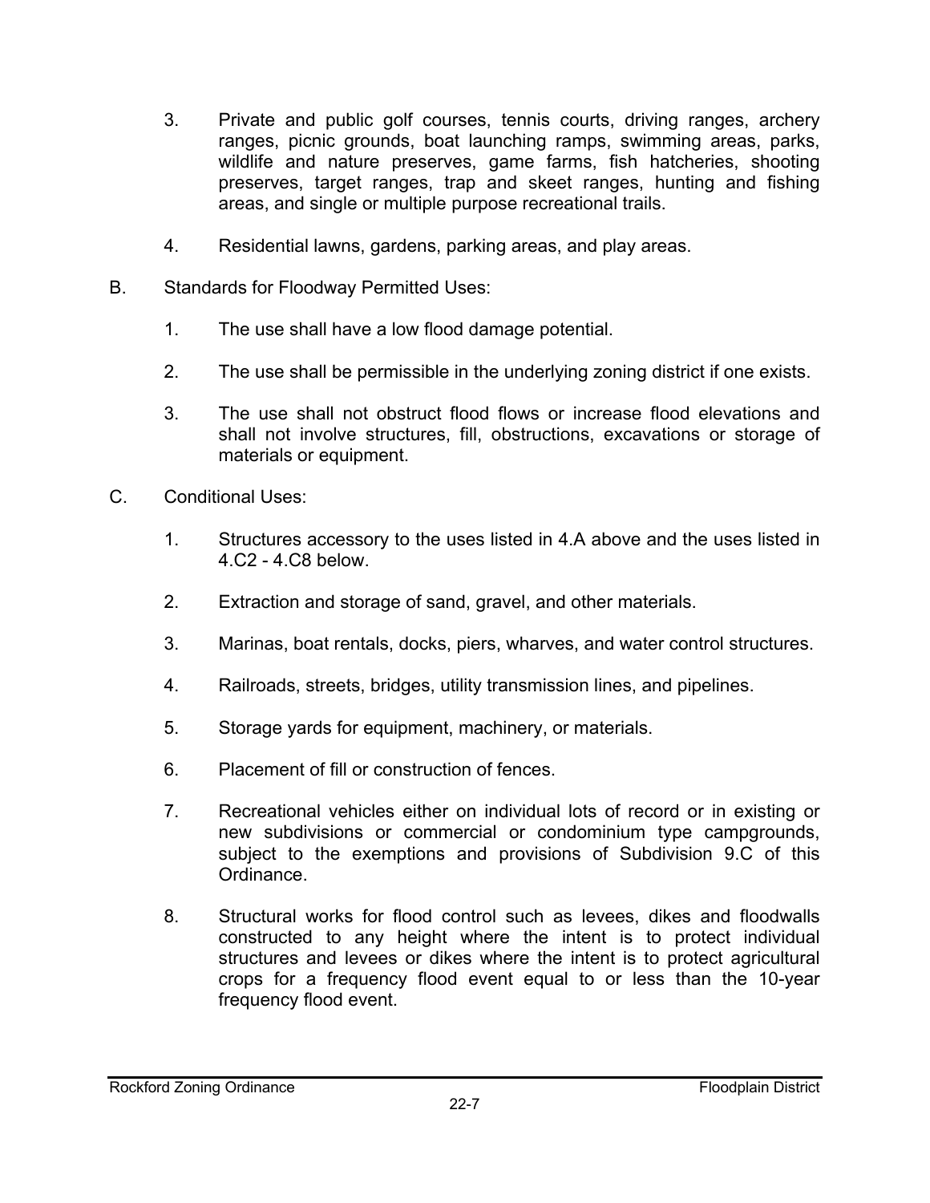3. Private and public golf courses, tennis courts, driving ranges, archery ranges, picnic grounds, boat launching ramps, swimming areas, parks, wildlife and nature preserves, game farms, fish hatcheries, shooting preserves, target ranges, trap and skeet ranges, hunting and fishing areas, and single or multiple purpose recreational trails.

4. Residential lawns, gardens, parking areas, and play areas.

B. Standards for Floodway Permitted Uses:

1. The use shall have a low flood damage potential.

2. The use shall be permissible in the underlying zoning district if one exists.

3. The use shall not obstruct flood flows or increase flood elevations and shall not involve structures, fill, obstructions, excavations or storage of materials or equipment.

C. Conditional Uses:

1. Structures accessory to the uses listed in 4.A above and the uses listed in 4.C2 - 4.C8 below.

2. Extraction and storage of sand, gravel, and other materials.

3. Marinas, boat rentals, docks, piers, wharves, and water control structures.

4. Railroads, streets, bridges, utility transmission lines, and pipelines.

5. Storage yards for equipment, machinery, or materials.

6. Placement of fill or construction of fences.

7. Recreational vehicles either on individual lots of record or in existing or new subdivisions or commercial or condominium type campgrounds, subject to the exemptions and provisions of Subdivision 9.C of this Ordinance.

8. Structural works for flood control such as levees, dikes and floodwalls constructed to any height where the intent is to protect individual structures and levees or dikes where the intent is to protect agricultural crops for a frequency flood event equal to or less than the 10-year frequency flood event.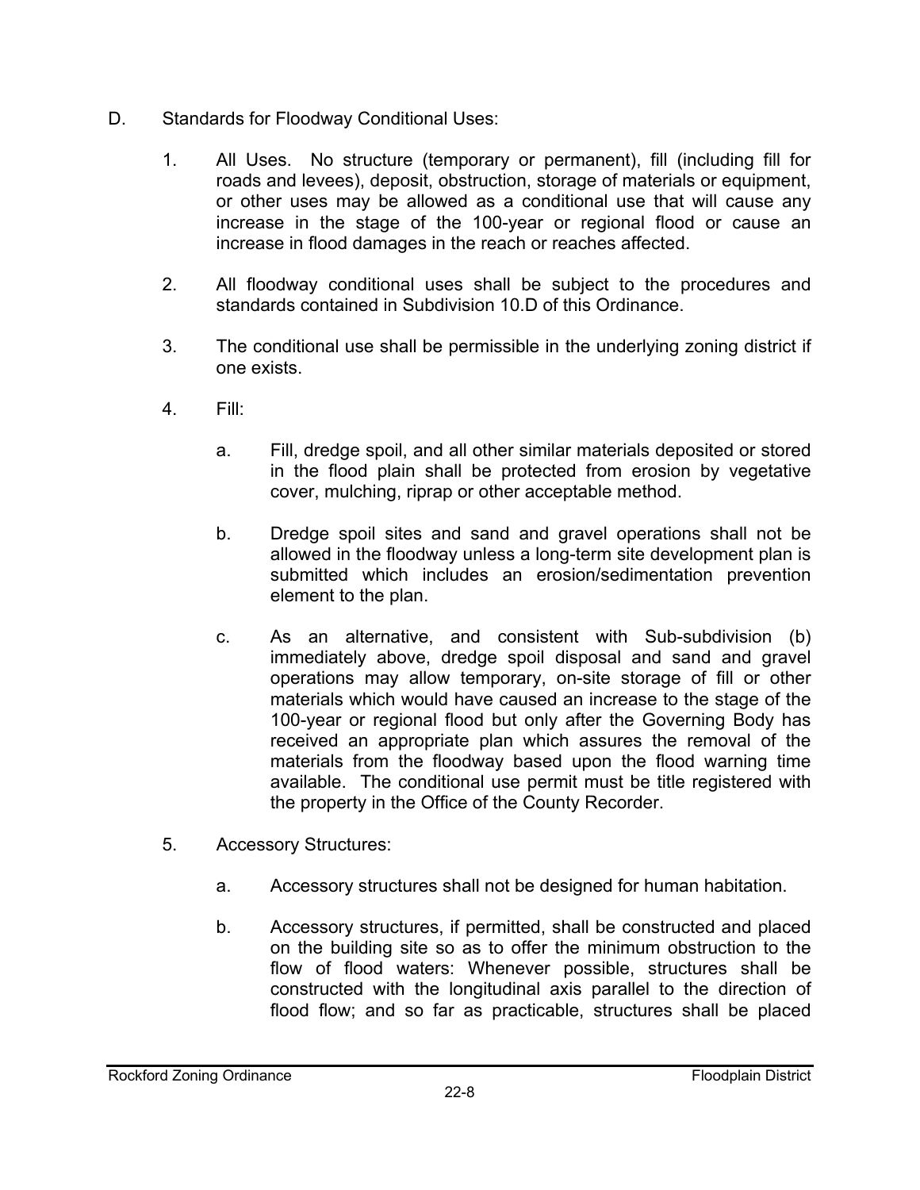D. Standards for Floodway Conditional Uses:

1. All Uses. No structure (temporary or permanent), fill (including fill for roads and levees), deposit, obstruction, storage of materials or equipment, or other uses may be allowed as a conditional use that will cause any increase in the stage of the 100-year or regional flood or cause an increase in flood damages in the reach or reaches affected.

2. All floodway conditional uses shall be subject to the procedures and standards contained in Subdivision 10.D of this Ordinance.

3. The conditional use shall be permissible in the underlying zoning district if one exists.

4. Fill:

   a. Fill, dredge spoil, and all other similar materials deposited or stored in the flood plain shall be protected from erosion by vegetative cover, mulching, riprap or other acceptable method.

   b. Dredge spoil sites and sand and gravel operations shall not be allowed in the floodway unless a long-term site development plan is submitted which includes an erosion/sedimentation prevention element to the plan.

   c. As an alternative, and consistent with Sub-subdivision (b) immediately above, dredge spoil disposal and sand and gravel operations may allow temporary, on-site storage of fill or other materials which would have caused an increase to the stage of the 100-year or regional flood but only after the Governing Body has received an appropriate plan which assures the removal of the materials from the floodway based upon the flood warning time available. The conditional use permit must be title registered with the property in the Office of the County Recorder.

5. Accessory Structures:

   a. Accessory structures shall not be designed for human habitation.

   b. Accessory structures, if permitted, shall be constructed and placed on the building site so as to offer the minimum obstruction to the flow of flood waters: Whenever possible, structures shall be constructed with the longitudinal axis parallel to the direction of flood flow; and so far as practicable, structures shall be placed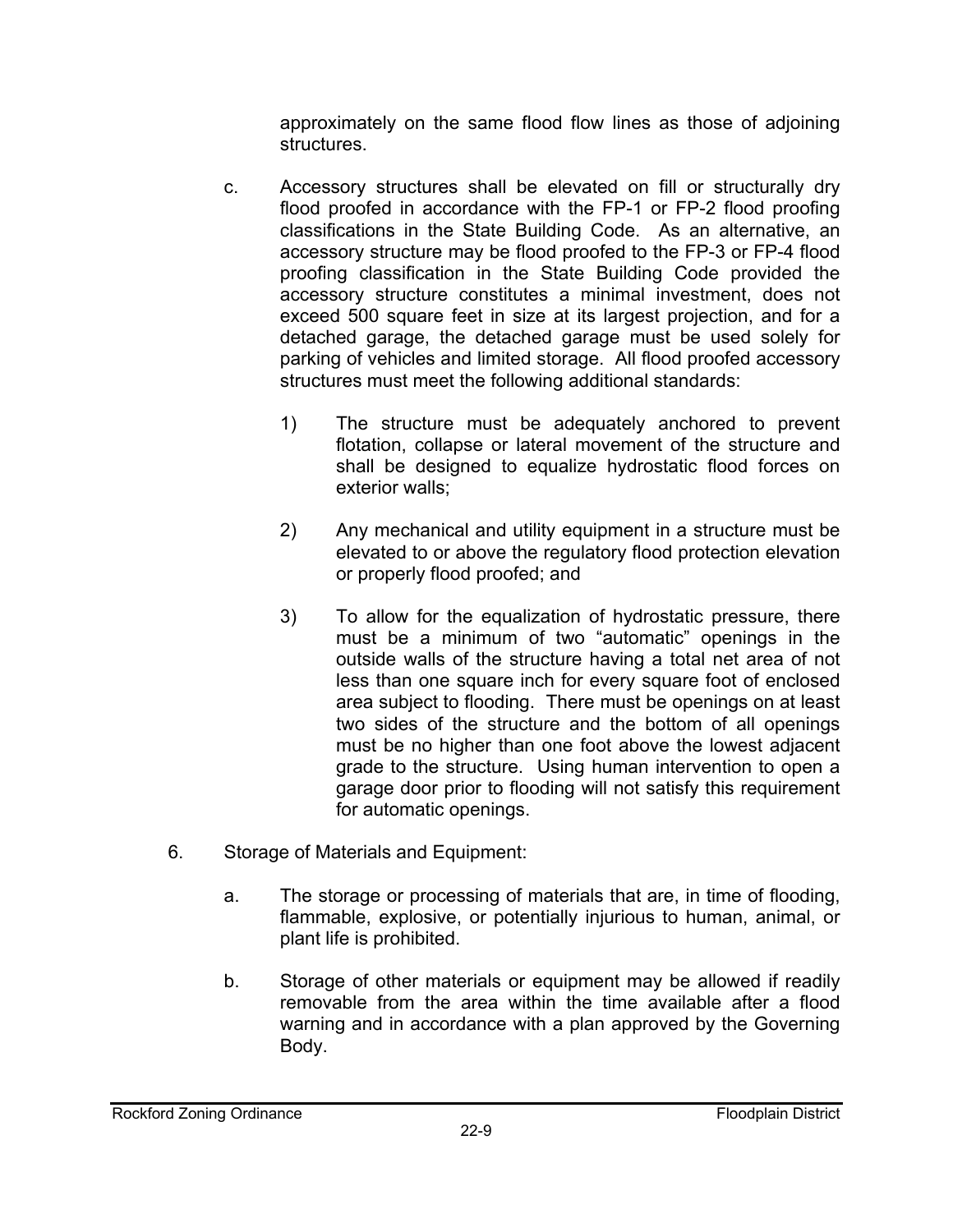approximately on the same flood flow lines as those of adjoining structures.

c. Accessory structures shall be elevated on fill or structurally dry flood proofed in accordance with the FP-1 or FP-2 flood proofing classifications in the State Building Code. As an alternative, an accessory structure may be flood proofed to the FP-3 or FP-4 flood proofing classification in the State Building Code provided the accessory structure constitutes a minimal investment, does not exceed 500 square feet in size at its largest projection, and for a detached garage, the detached garage must be used solely for parking of vehicles and limited storage. All flood proofed accessory structures must meet the following additional standards:

   1) The structure must be adequately anchored to prevent flotation, collapse or lateral movement of the structure and shall be designed to equalize hydrostatic flood forces on exterior walls;

   2) Any mechanical and utility equipment in a structure must be elevated to or above the regulatory flood protection elevation or properly flood proofed; and

   3) To allow for the equalization of hydrostatic pressure, there must be a minimum of two "automatic" openings in the outside walls of the structure having a total net area of not less than one square inch for every square foot of enclosed area subject to flooding. There must be openings on at least two sides of the structure and the bottom of all openings must be no higher than one foot above the lowest adjacent grade to the structure. Using human intervention to open a garage door prior to flooding will not satisfy this requirement for automatic openings.

6. Storage of Materials and Equipment:

   a. The storage or processing of materials that are, in time of flooding, flammable, explosive, or potentially injurious to human, animal, or plant life is prohibited.

   b. Storage of other materials or equipment may be allowed if readily removable from the area within the time available after a flood warning and in accordance with a plan approved by the Governing Body.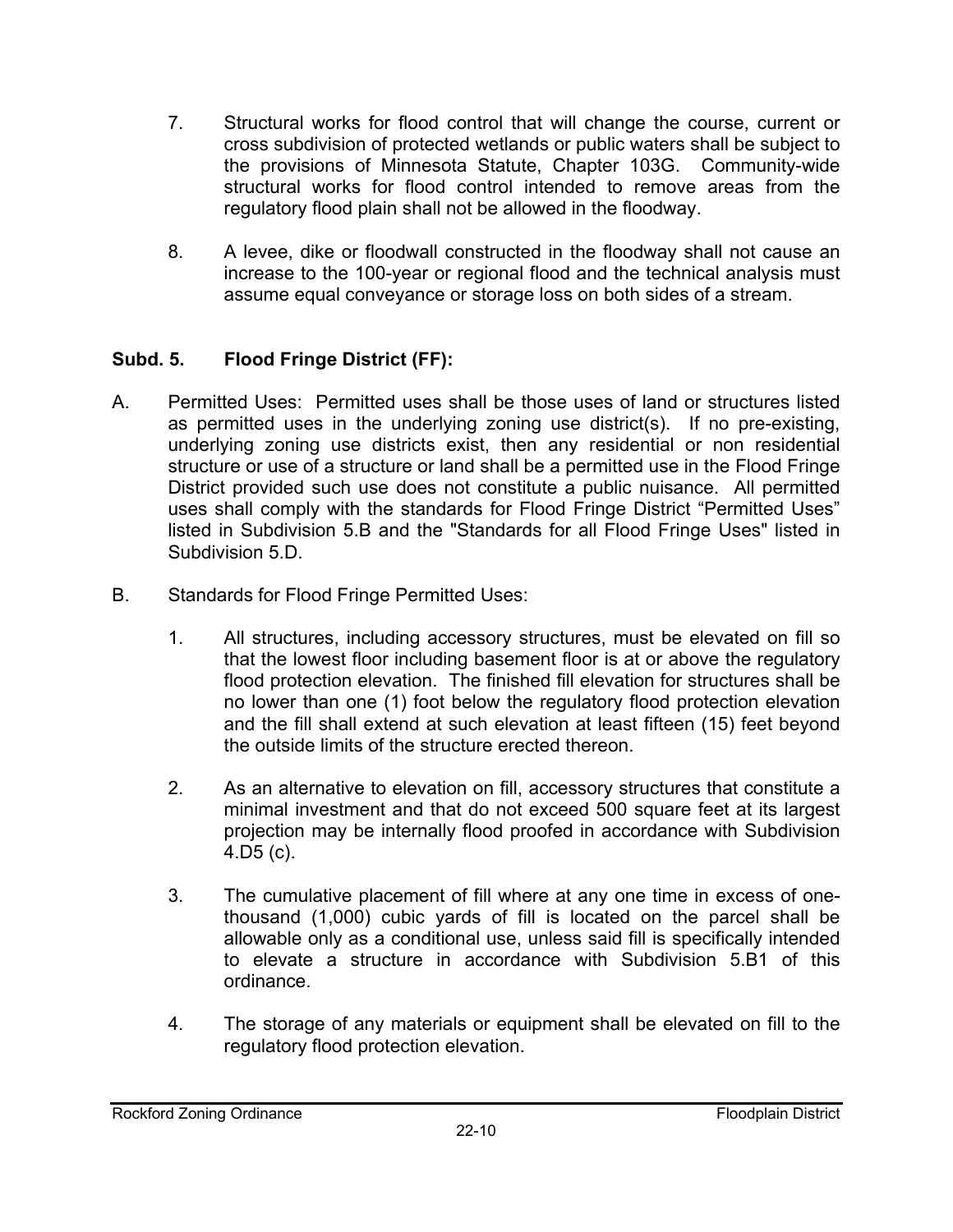7. Structural works for flood control that will change the course, current or cross subdivision of protected wetlands or public waters shall be subject to the provisions of Minnesota Statute, Chapter 103G. Community-wide structural works for flood control intended to remove areas from the regulatory flood plain shall not be allowed in the floodway.

8. A levee, dike or floodwall constructed in the floodway shall not cause an increase to the 100-year or regional flood and the technical analysis must assume equal conveyance or storage loss on both sides of a stream.

**Subd. 5. Flood Fringe District (FF):**

A. Permitted Uses: Permitted uses shall be those uses of land or structures listed as permitted uses in the underlying zoning use district(s). If no pre-existing, underlying zoning use districts exist, then any residential or non residential structure or use of a structure or land shall be a permitted use in the Flood Fringe District provided such use does not constitute a public nuisance. All permitted uses shall comply with the standards for Flood Fringe District "Permitted Uses" listed in Subdivision 5.B and the "Standards for all Flood Fringe Uses" listed in Subdivision 5.D.

B. Standards for Flood Fringe Permitted Uses:

   1. All structures, including accessory structures, must be elevated on fill so that the lowest floor including basement floor is at or above the regulatory flood protection elevation. The finished fill elevation for structures shall be no lower than one (1) foot below the regulatory flood protection elevation and the fill shall extend at such elevation at least fifteen (15) feet beyond the outside limits of the structure erected thereon.

   2. As an alternative to elevation on fill, accessory structures that constitute a minimal investment and that do not exceed 500 square feet at its largest projection may be internally flood proofed in accordance with Subdivision 4.D5 (c).

   3. The cumulative placement of fill where at any one time in excess of one-thousand (1,000) cubic yards of fill is located on the parcel shall be allowable only as a conditional use, unless said fill is specifically intended to elevate a structure in accordance with Subdivision 5.B1 of this ordinance.

   4. The storage of any materials or equipment shall be elevated on fill to the regulatory flood protection elevation.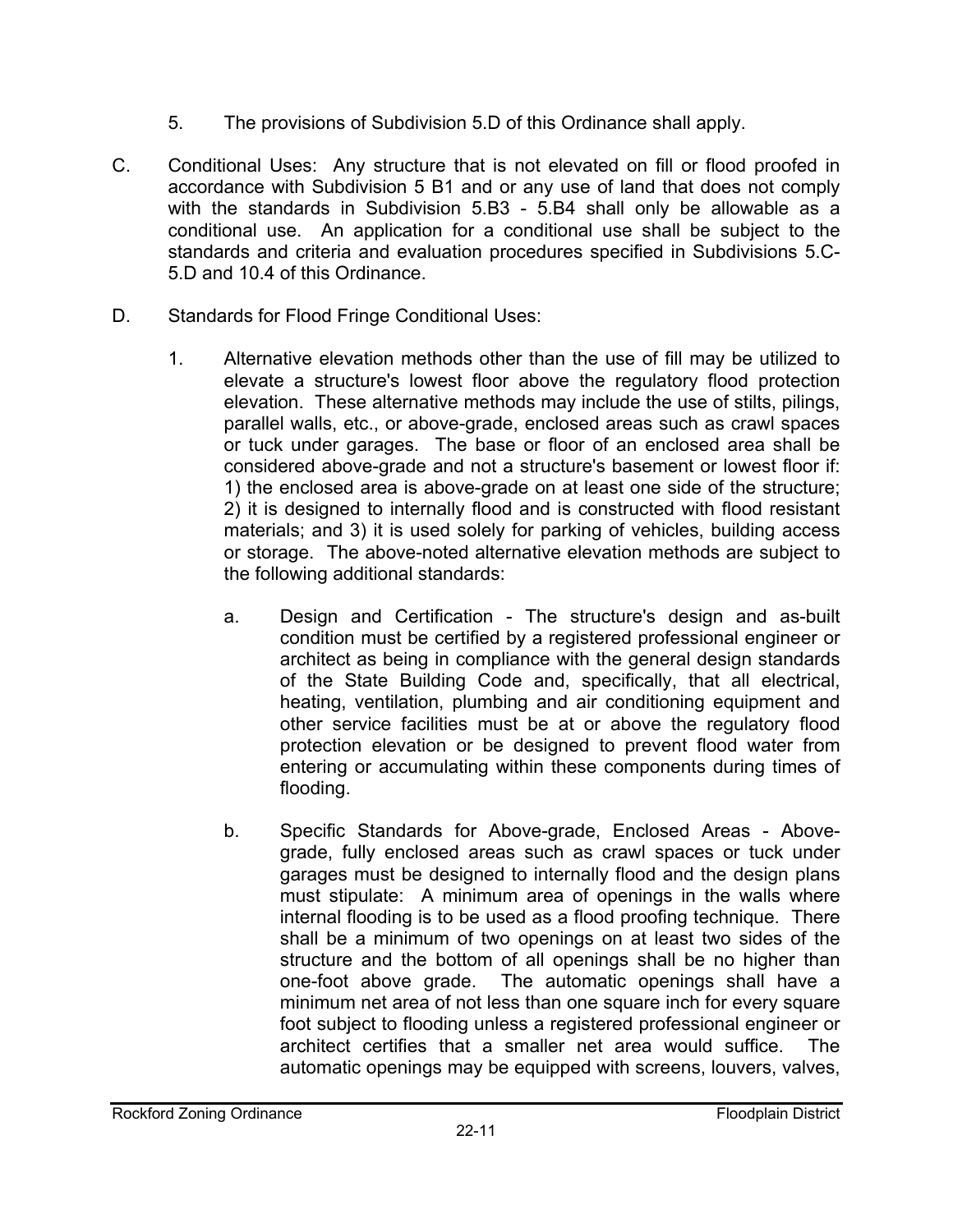5. The provisions of Subdivision 5.D of this Ordinance shall apply.

C. Conditional Uses: Any structure that is not elevated on fill or flood proofed in accordance with Subdivision 5 B1 and or any use of land that does not comply with the standards in Subdivision 5.B3 - 5.B4 shall only be allowable as a conditional use. An application for a conditional use shall be subject to the standards and criteria and evaluation procedures specified in Subdivisions 5.C-5.D and 10.4 of this Ordinance.

D. Standards for Flood Fringe Conditional Uses:

1. Alternative elevation methods other than the use of fill may be utilized to elevate a structure's lowest floor above the regulatory flood protection elevation. These alternative methods may include the use of stilts, pilings, parallel walls, etc., or above-grade, enclosed areas such as crawl spaces or tuck under garages. The base or floor of an enclosed area shall be considered above-grade and not a structure's basement or lowest floor if: 1) the enclosed area is above-grade on at least one side of the structure; 2) it is designed to internally flood and is constructed with flood resistant materials; and 3) it is used solely for parking of vehicles, building access or storage. The above-noted alternative elevation methods are subject to the following additional standards:

   a. Design and Certification - The structure's design and as-built condition must be certified by a registered professional engineer or architect as being in compliance with the general design standards of the State Building Code and, specifically, that all electrical, heating, ventilation, plumbing and air conditioning equipment and other service facilities must be at or above the regulatory flood protection elevation or be designed to prevent flood water from entering or accumulating within these components during times of flooding.

   b. Specific Standards for Above-grade, Enclosed Areas - Above-grade, fully enclosed areas such as crawl spaces or tuck under garages must be designed to internally flood and the design plans must stipulate: A minimum area of openings in the walls where internal flooding is to be used as a flood proofing technique. There shall be a minimum of two openings on at least two sides of the structure and the bottom of all openings shall be no higher than one-foot above grade. The automatic openings shall have a minimum net area of not less than one square inch for every square foot subject to flooding unless a registered professional engineer or architect certifies that a smaller net area would suffice. The automatic openings may be equipped with screens, louvers, valves,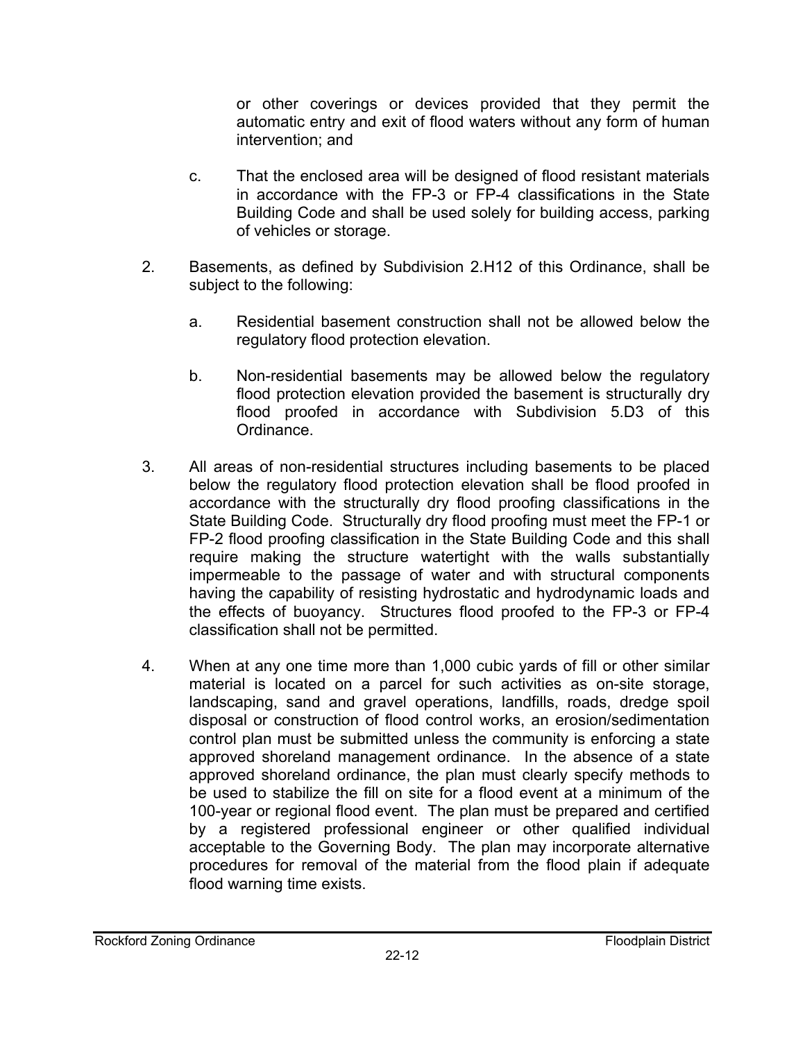or other coverings or devices provided that they permit the automatic entry and exit of flood waters without any form of human intervention; and

c. That the enclosed area will be designed of flood resistant materials in accordance with the FP-3 or FP-4 classifications in the State Building Code and shall be used solely for building access, parking of vehicles or storage.

2. Basements, as defined by Subdivision 2.H12 of this Ordinance, shall be subject to the following:

   a. Residential basement construction shall not be allowed below the regulatory flood protection elevation.

   b. Non-residential basements may be allowed below the regulatory flood protection elevation provided the basement is structurally dry flood proofed in accordance with Subdivision 5.D3 of this Ordinance.

3. All areas of non-residential structures including basements to be placed below the regulatory flood protection elevation shall be flood proofed in accordance with the structurally dry flood proofing classifications in the State Building Code. Structurally dry flood proofing must meet the FP-1 or FP-2 flood proofing classification in the State Building Code and this shall require making the structure watertight with the walls substantially impermeable to the passage of water and with structural components having the capability of resisting hydrostatic and hydrodynamic loads and the effects of buoyancy. Structures flood proofed to the FP-3 or FP-4 classification shall not be permitted.

4. When at any one time more than 1,000 cubic yards of fill or other similar material is located on a parcel for such activities as on-site storage, landscaping, sand and gravel operations, landfills, roads, dredge spoil disposal or construction of flood control works, an erosion/sedimentation control plan must be submitted unless the community is enforcing a state approved shoreland management ordinance. In the absence of a state approved shoreland ordinance, the plan must clearly specify methods to be used to stabilize the fill on site for a flood event at a minimum of the 100-year or regional flood event. The plan must be prepared and certified by a registered professional engineer or other qualified individual acceptable to the Governing Body. The plan may incorporate alternative procedures for removal of the material from the flood plain if adequate flood warning time exists.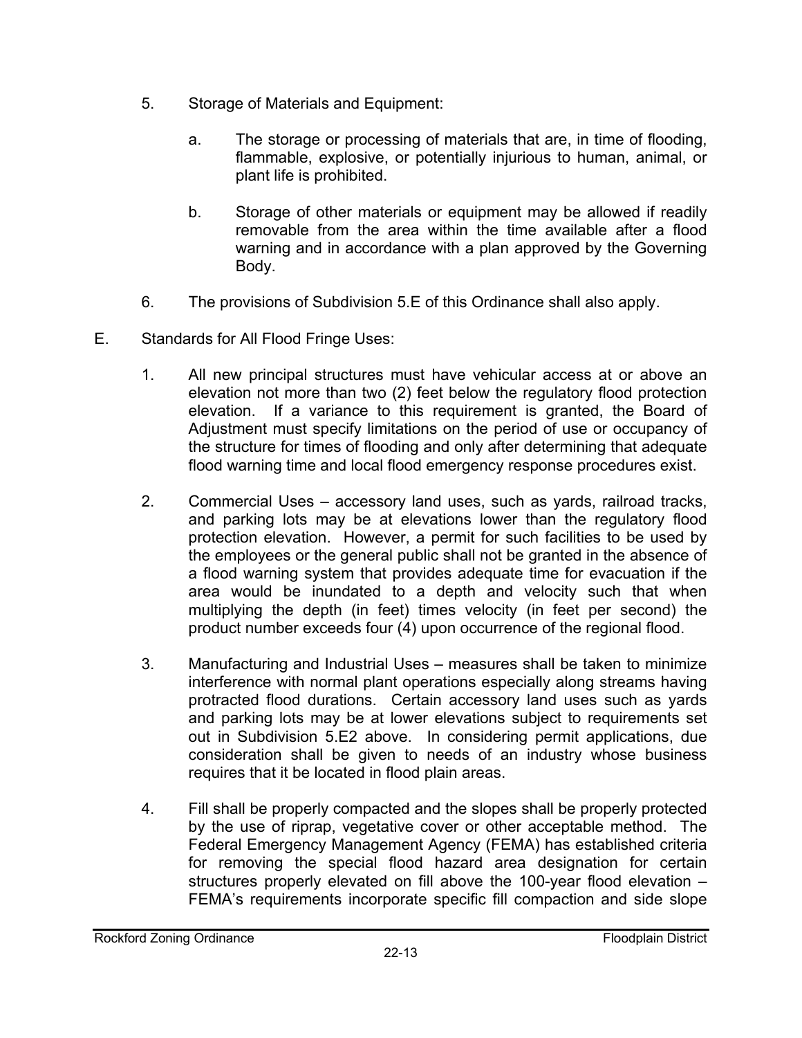5. Storage of Materials and Equipment:

   a. The storage or processing of materials that are, in time of flooding, flammable, explosive, or potentially injurious to human, animal, or plant life is prohibited.

   b. Storage of other materials or equipment may be allowed if readily removable from the area within the time available after a flood warning and in accordance with a plan approved by the Governing Body.

6. The provisions of Subdivision 5.E of this Ordinance shall also apply.

E. Standards for All Flood Fringe Uses:

   1. All new principal structures must have vehicular access at or above an elevation not more than two (2) feet below the regulatory flood protection elevation. If a variance to this requirement is granted, the Board of Adjustment must specify limitations on the period of use or occupancy of the structure for times of flooding and only after determining that adequate flood warning time and local flood emergency response procedures exist.

   2. Commercial Uses – accessory land uses, such as yards, railroad tracks, and parking lots may be at elevations lower than the regulatory flood protection elevation. However, a permit for such facilities to be used by the employees or the general public shall not be granted in the absence of a flood warning system that provides adequate time for evacuation if the area would be inundated to a depth and velocity such that when multiplying the depth (in feet) times velocity (in feet per second) the product number exceeds four (4) upon occurrence of the regional flood.

   3. Manufacturing and Industrial Uses – measures shall be taken to minimize interference with normal plant operations especially along streams having protracted flood durations. Certain accessory land uses such as yards and parking lots may be at lower elevations subject to requirements set out in Subdivision 5.E2 above. In considering permit applications, due consideration shall be given to needs of an industry whose business requires that it be located in flood plain areas.

   4. Fill shall be properly compacted and the slopes shall be properly protected by the use of riprap, vegetative cover or other acceptable method. The Federal Emergency Management Agency (FEMA) has established criteria for removing the special flood hazard area designation for certain structures properly elevated on fill above the 100-year flood elevation – FEMA's requirements incorporate specific fill compaction and side slope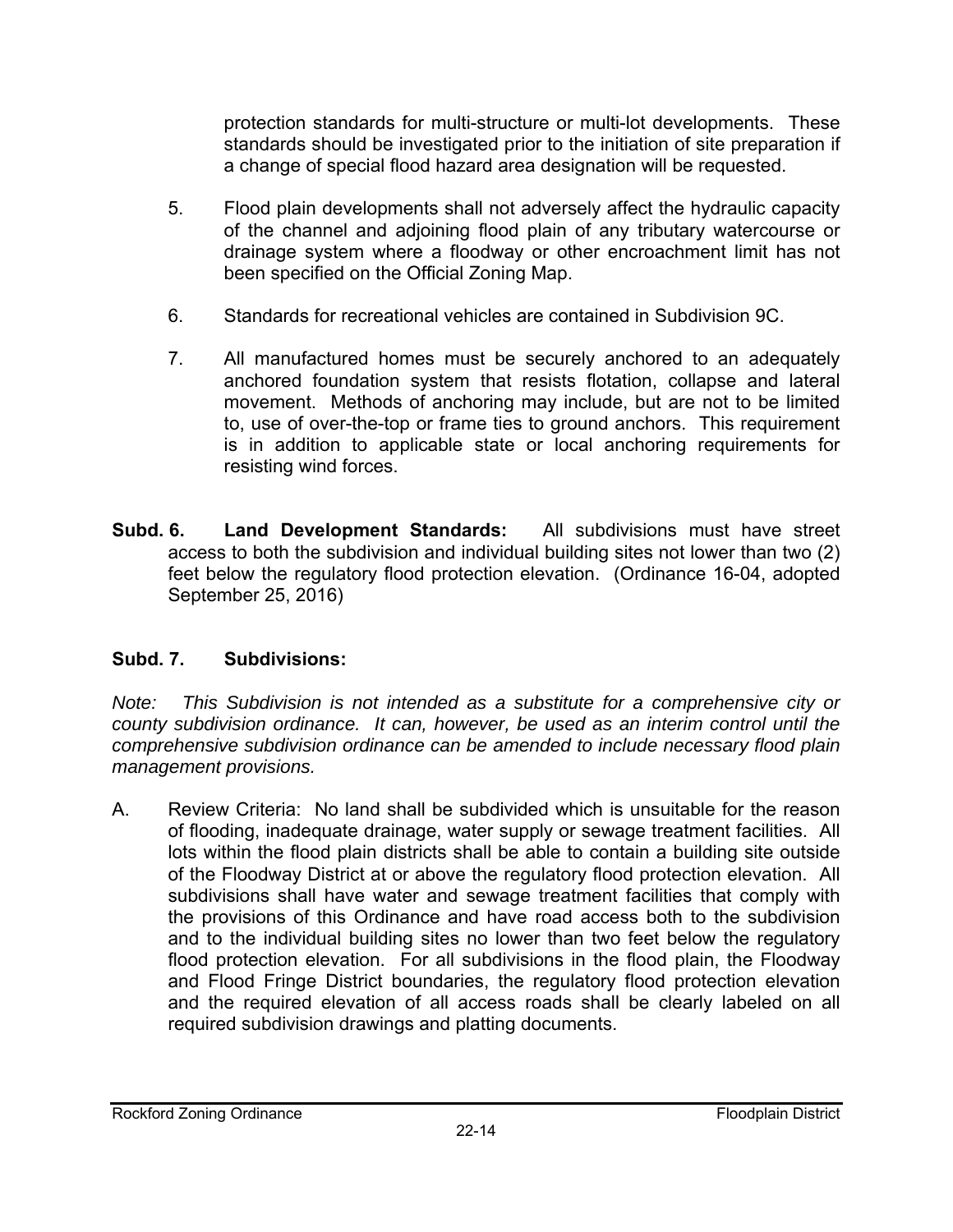protection standards for multi-structure or multi-lot developments. These standards should be investigated prior to the initiation of site preparation if a change of special flood hazard area designation will be requested.

5. Flood plain developments shall not adversely affect the hydraulic capacity of the channel and adjoining flood plain of any tributary watercourse or drainage system where a floodway or other encroachment limit has not been specified on the Official Zoning Map.

6. Standards for recreational vehicles are contained in Subdivision 9C.

7. All manufactured homes must be securely anchored to an adequately anchored foundation system that resists flotation, collapse and lateral movement. Methods of anchoring may include, but are not to be limited to, use of over-the-top or frame ties to ground anchors. This requirement is in addition to applicable state or local anchoring requirements for resisting wind forces.

**Subd. 6. Land Development Standards:** All subdivisions must have street access to both the subdivision and individual building sites not lower than two (2) feet below the regulatory flood protection elevation. (Ordinance 16-04, adopted September 25, 2016)

**Subd. 7. Subdivisions:**

*Note: This Subdivision is not intended as a substitute for a comprehensive city or county subdivision ordinance. It can, however, be used as an interim control until the comprehensive subdivision ordinance can be amended to include necessary flood plain management provisions.*

A. Review Criteria: No land shall be subdivided which is unsuitable for the reason of flooding, inadequate drainage, water supply or sewage treatment facilities. All lots within the flood plain districts shall be able to contain a building site outside of the Floodway District at or above the regulatory flood protection elevation. All subdivisions shall have water and sewage treatment facilities that comply with the provisions of this Ordinance and have road access both to the subdivision and to the individual building sites no lower than two feet below the regulatory flood protection elevation. For all subdivisions in the flood plain, the Floodway and Flood Fringe District boundaries, the regulatory flood protection elevation and the required elevation of all access roads shall be clearly labeled on all required subdivision drawings and platting documents.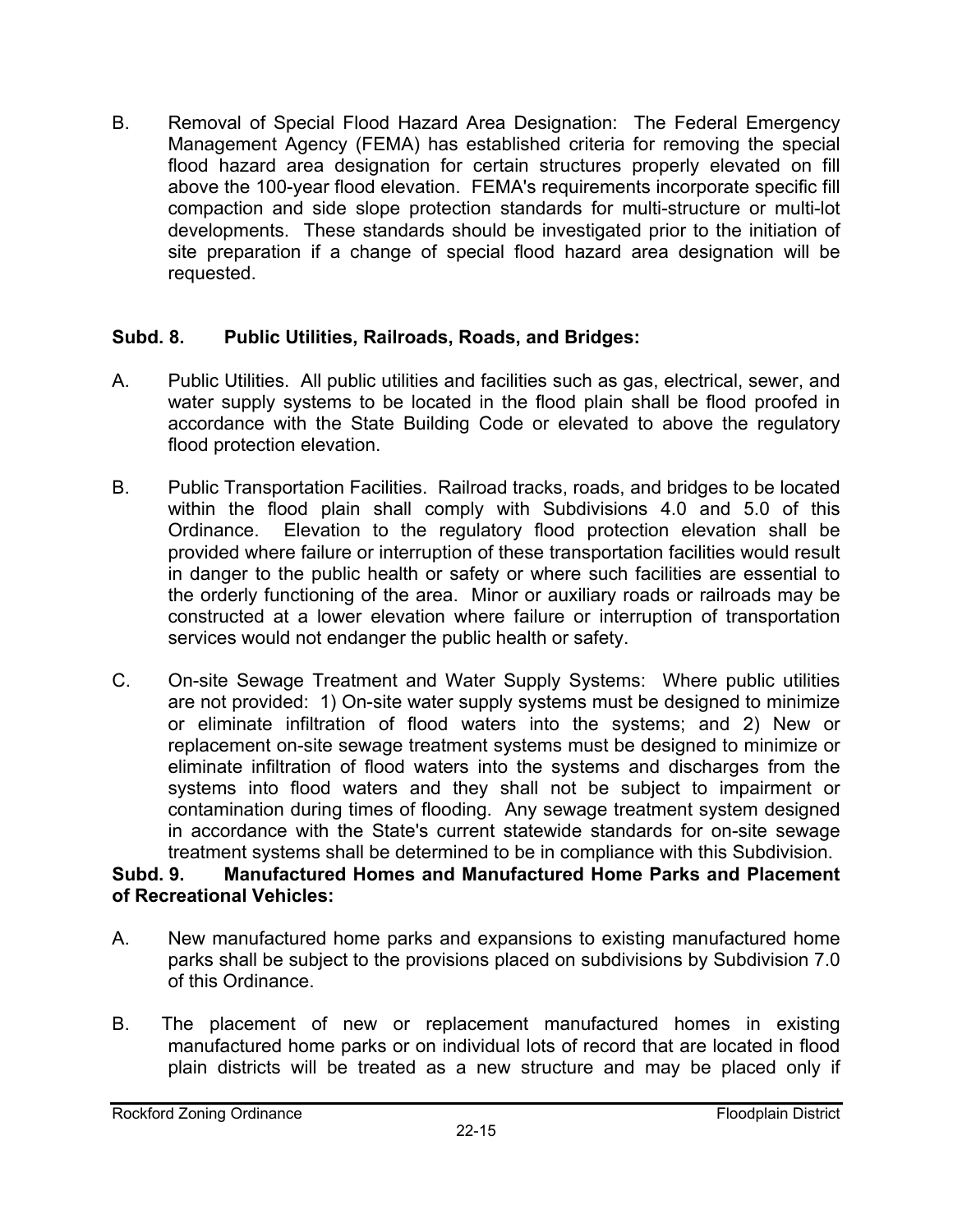B. Removal of Special Flood Hazard Area Designation: The Federal Emergency Management Agency (FEMA) has established criteria for removing the special flood hazard area designation for certain structures properly elevated on fill above the 100-year flood elevation. FEMA's requirements incorporate specific fill compaction and side slope protection standards for multi-structure or multi-lot developments. These standards should be investigated prior to the initiation of site preparation if a change of special flood hazard area designation will be requested.

**Subd. 8. Public Utilities, Railroads, Roads, and Bridges:**

A. Public Utilities. All public utilities and facilities such as gas, electrical, sewer, and water supply systems to be located in the flood plain shall be flood proofed in accordance with the State Building Code or elevated to above the regulatory flood protection elevation.

B. Public Transportation Facilities. Railroad tracks, roads, and bridges to be located within the flood plain shall comply with Subdivisions 4.0 and 5.0 of this Ordinance. Elevation to the regulatory flood protection elevation shall be provided where failure or interruption of these transportation facilities would result in danger to the public health or safety or where such facilities are essential to the orderly functioning of the area. Minor or auxiliary roads or railroads may be constructed at a lower elevation where failure or interruption of transportation services would not endanger the public health or safety.

C. On-site Sewage Treatment and Water Supply Systems: Where public utilities are not provided: 1) On-site water supply systems must be designed to minimize or eliminate infiltration of flood waters into the systems; and 2) New or replacement on-site sewage treatment systems must be designed to minimize or eliminate infiltration of flood waters into the systems and discharges from the systems into flood waters and they shall not be subject to impairment or contamination during times of flooding. Any sewage treatment system designed in accordance with the State's current statewide standards for on-site sewage treatment systems shall be determined to be in compliance with this Subdivision.

**Subd. 9. Manufactured Homes and Manufactured Home Parks and Placement of Recreational Vehicles:**

A. New manufactured home parks and expansions to existing manufactured home parks shall be subject to the provisions placed on subdivisions by Subdivision 7.0 of this Ordinance.

B. The placement of new or replacement manufactured homes in existing manufactured home parks or on individual lots of record that are located in flood plain districts will be treated as a new structure and may be placed only if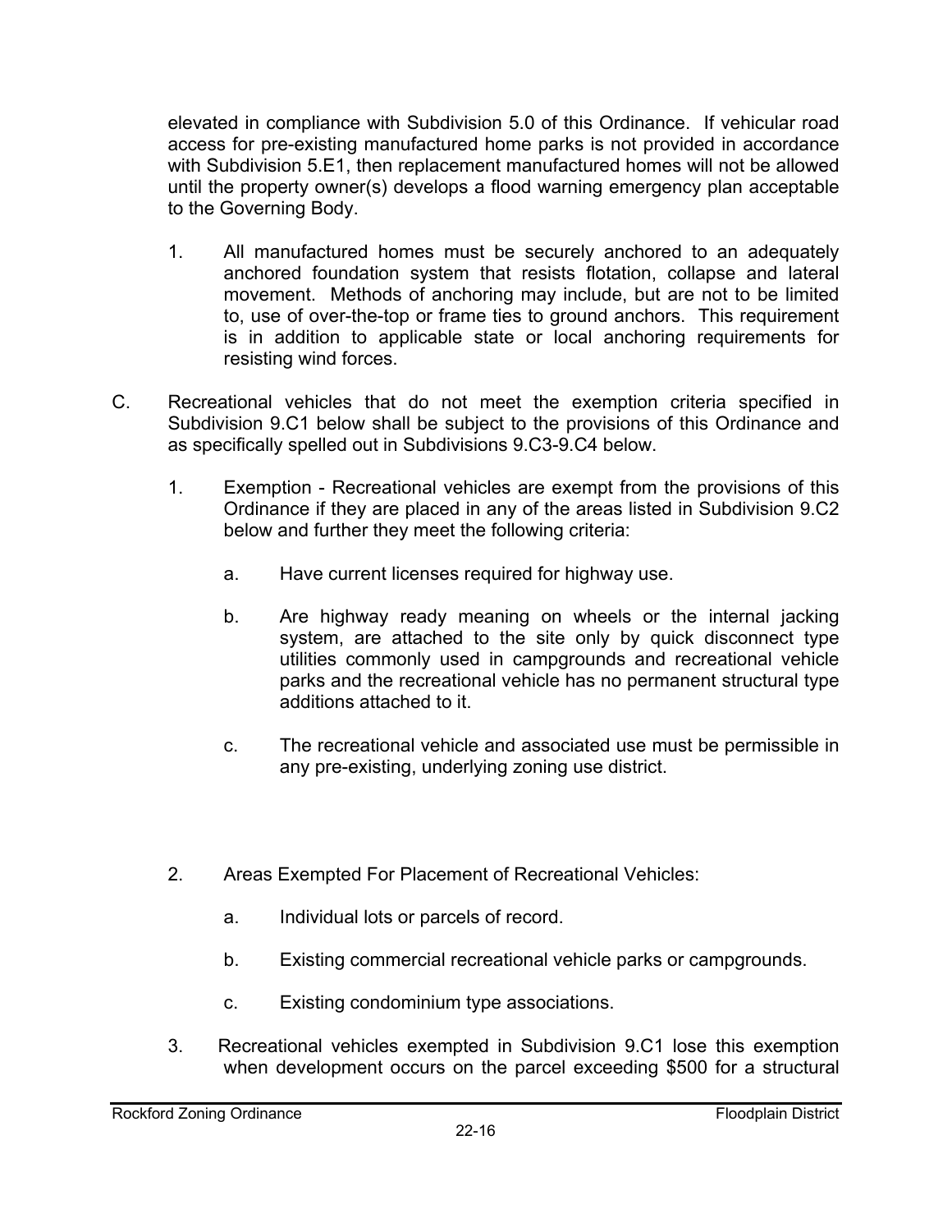elevated in compliance with Subdivision 5.0 of this Ordinance. If vehicular road access for pre-existing manufactured home parks is not provided in accordance with Subdivision 5.E1, then replacement manufactured homes will not be allowed until the property owner(s) develops a flood warning emergency plan acceptable to the Governing Body.

1. All manufactured homes must be securely anchored to an adequately anchored foundation system that resists flotation, collapse and lateral movement. Methods of anchoring may include, but are not to be limited to, use of over-the-top or frame ties to ground anchors. This requirement is in addition to applicable state or local anchoring requirements for resisting wind forces.

C. Recreational vehicles that do not meet the exemption criteria specified in Subdivision 9.C1 below shall be subject to the provisions of this Ordinance and as specifically spelled out in Subdivisions 9.C3-9.C4 below.

1. Exemption - Recreational vehicles are exempt from the provisions of this Ordinance if they are placed in any of the areas listed in Subdivision 9.C2 below and further they meet the following criteria:

   a. Have current licenses required for highway use.

   b. Are highway ready meaning on wheels or the internal jacking system, are attached to the site only by quick disconnect type utilities commonly used in campgrounds and recreational vehicle parks and the recreational vehicle has no permanent structural type additions attached to it.

   c. The recreational vehicle and associated use must be permissible in any pre-existing, underlying zoning use district.

2. Areas Exempted For Placement of Recreational Vehicles:

   a. Individual lots or parcels of record.

   b. Existing commercial recreational vehicle parks or campgrounds.

   c. Existing condominium type associations.

3. Recreational vehicles exempted in Subdivision 9.C1 lose this exemption when development occurs on the parcel exceeding $500 for a structural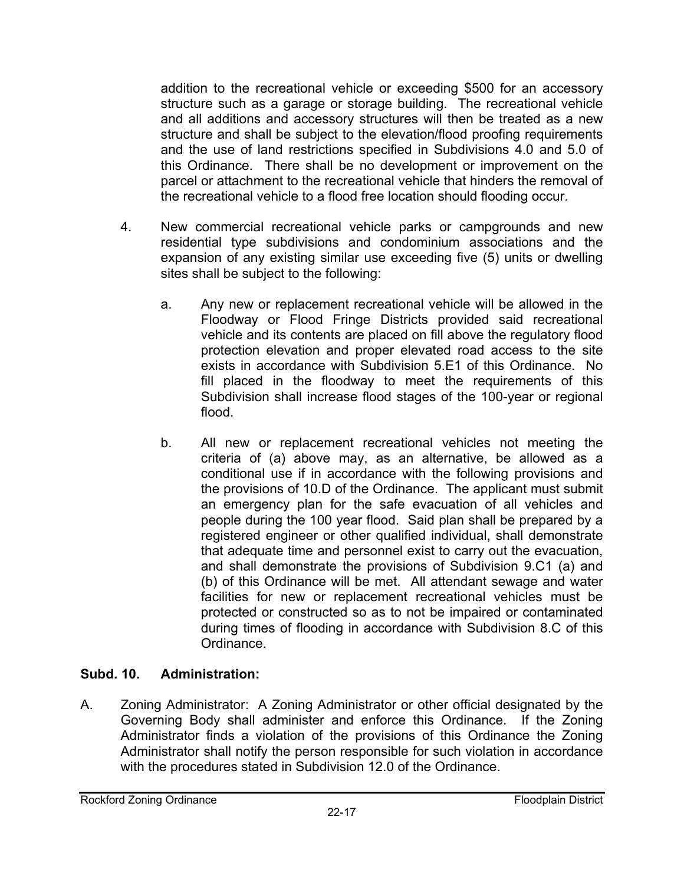addition to the recreational vehicle or exceeding $500 for an accessory structure such as a garage or storage building. The recreational vehicle and all additions and accessory structures will then be treated as a new structure and shall be subject to the elevation/flood proofing requirements and the use of land restrictions specified in Subdivisions 4.0 and 5.0 of this Ordinance. There shall be no development or improvement on the parcel or attachment to the recreational vehicle that hinders the removal of the recreational vehicle to a flood free location should flooding occur.

4. New commercial recreational vehicle parks or campgrounds and new residential type subdivisions and condominium associations and the expansion of any existing similar use exceeding five (5) units or dwelling sites shall be subject to the following:

   a. Any new or replacement recreational vehicle will be allowed in the Floodway or Flood Fringe Districts provided said recreational vehicle and its contents are placed on fill above the regulatory flood protection elevation and proper elevated road access to the site exists in accordance with Subdivision 5.E1 of this Ordinance. No fill placed in the floodway to meet the requirements of this Subdivision shall increase flood stages of the 100-year or regional flood.

   b. All new or replacement recreational vehicles not meeting the criteria of (a) above may, as an alternative, be allowed as a conditional use if in accordance with the following provisions and the provisions of 10.D of the Ordinance. The applicant must submit an emergency plan for the safe evacuation of all vehicles and people during the 100 year flood. Said plan shall be prepared by a registered engineer or other qualified individual, shall demonstrate that adequate time and personnel exist to carry out the evacuation, and shall demonstrate the provisions of Subdivision 9.C1 (a) and (b) of this Ordinance will be met. All attendant sewage and water facilities for new or replacement recreational vehicles must be protected or constructed so as to not be impaired or contaminated during times of flooding in accordance with Subdivision 8.C of this Ordinance.

## Subd. 10. Administration:

A. Zoning Administrator: A Zoning Administrator or other official designated by the Governing Body shall administer and enforce this Ordinance. If the Zoning Administrator finds a violation of the provisions of this Ordinance the Zoning Administrator shall notify the person responsible for such violation in accordance with the procedures stated in Subdivision 12.0 of the Ordinance.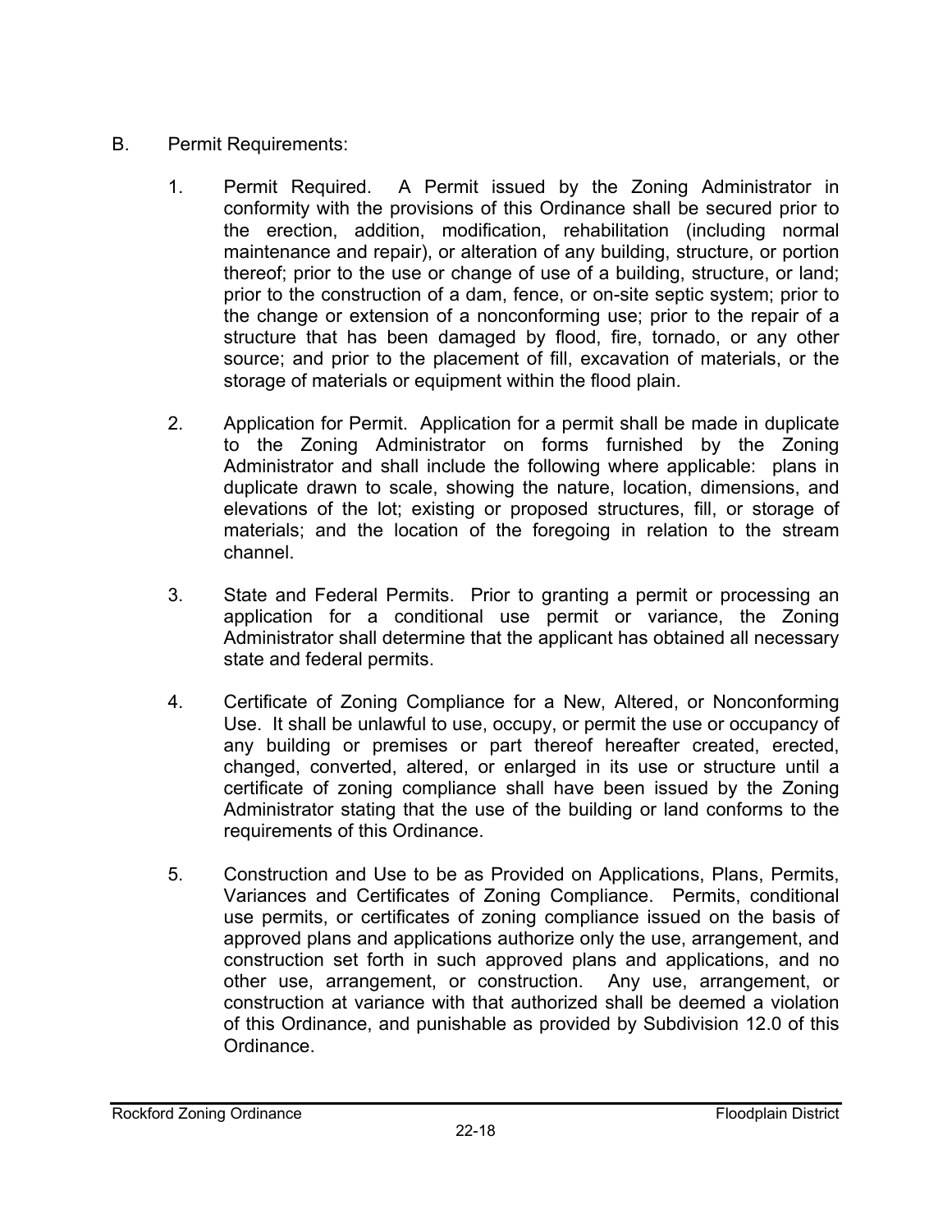B. Permit Requirements:

1. Permit Required. A Permit issued by the Zoning Administrator in conformity with the provisions of this Ordinance shall be secured prior to the erection, addition, modification, rehabilitation (including normal maintenance and repair), or alteration of any building, structure, or portion thereof; prior to the use or change of use of a building, structure, or land; prior to the construction of a dam, fence, or on-site septic system; prior to the change or extension of a nonconforming use; prior to the repair of a structure that has been damaged by flood, fire, tornado, or any other source; and prior to the placement of fill, excavation of materials, or the storage of materials or equipment within the flood plain.

2. Application for Permit. Application for a permit shall be made in duplicate to the Zoning Administrator on forms furnished by the Zoning Administrator and shall include the following where applicable: plans in duplicate drawn to scale, showing the nature, location, dimensions, and elevations of the lot; existing or proposed structures, fill, or storage of materials; and the location of the foregoing in relation to the stream channel.

3. State and Federal Permits. Prior to granting a permit or processing an application for a conditional use permit or variance, the Zoning Administrator shall determine that the applicant has obtained all necessary state and federal permits.

4. Certificate of Zoning Compliance for a New, Altered, or Nonconforming Use. It shall be unlawful to use, occupy, or permit the use or occupancy of any building or premises or part thereof hereafter created, erected, changed, converted, altered, or enlarged in its use or structure until a certificate of zoning compliance shall have been issued by the Zoning Administrator stating that the use of the building or land conforms to the requirements of this Ordinance.

5. Construction and Use to be as Provided on Applications, Plans, Permits, Variances and Certificates of Zoning Compliance. Permits, conditional use permits, or certificates of zoning compliance issued on the basis of approved plans and applications authorize only the use, arrangement, and construction set forth in such approved plans and applications, and no other use, arrangement, or construction. Any use, arrangement, or construction at variance with that authorized shall be deemed a violation of this Ordinance, and punishable as provided by Subdivision 12.0 of this Ordinance.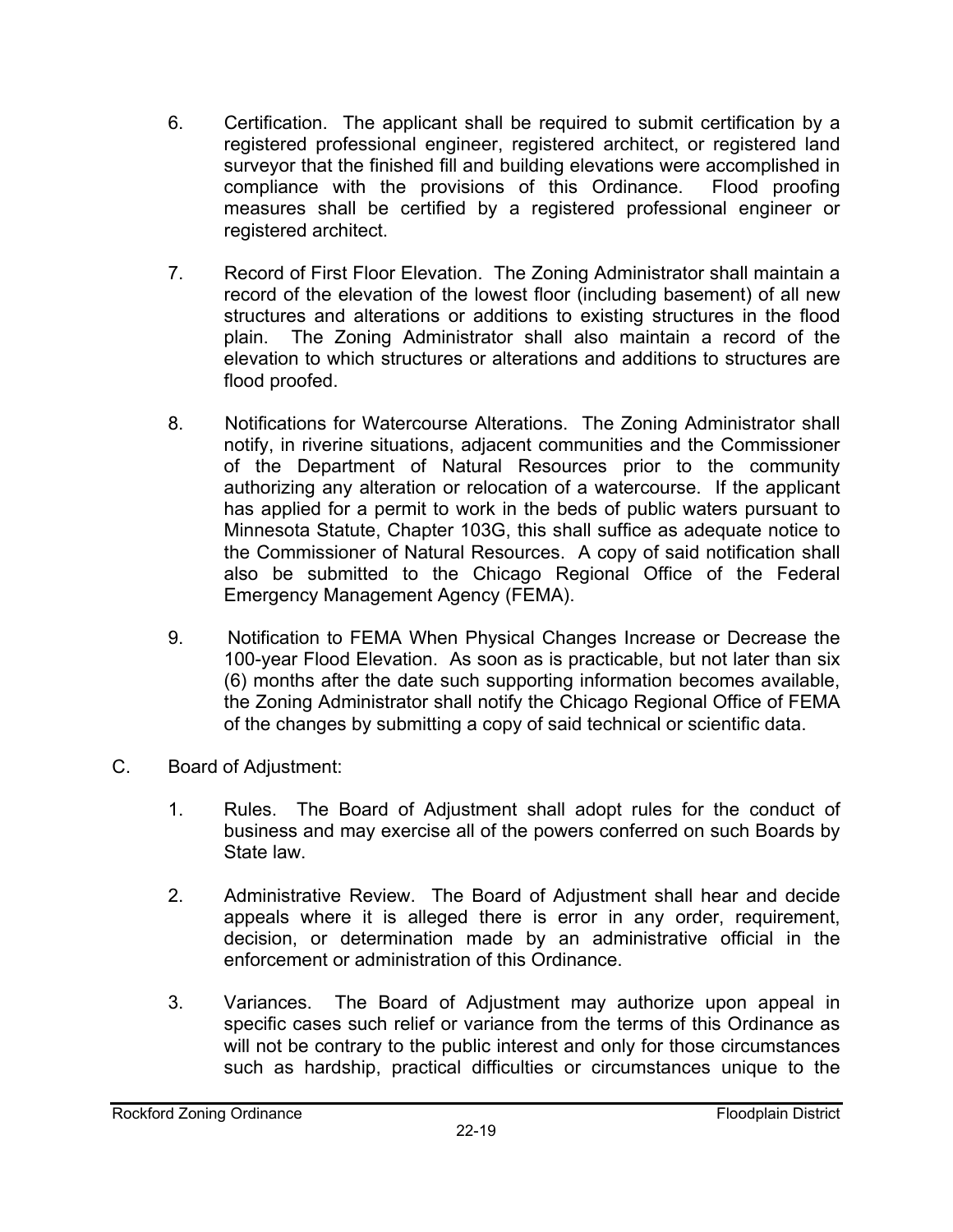6. Certification. The applicant shall be required to submit certification by a registered professional engineer, registered architect, or registered land surveyor that the finished fill and building elevations were accomplished in compliance with the provisions of this Ordinance. Flood proofing measures shall be certified by a registered professional engineer or registered architect.

7. Record of First Floor Elevation. The Zoning Administrator shall maintain a record of the elevation of the lowest floor (including basement) of all new structures and alterations or additions to existing structures in the flood plain. The Zoning Administrator shall also maintain a record of the elevation to which structures or alterations and additions to structures are flood proofed.

8. Notifications for Watercourse Alterations. The Zoning Administrator shall notify, in riverine situations, adjacent communities and the Commissioner of the Department of Natural Resources prior to the community authorizing any alteration or relocation of a watercourse. If the applicant has applied for a permit to work in the beds of public waters pursuant to Minnesota Statute, Chapter 103G, this shall suffice as adequate notice to the Commissioner of Natural Resources. A copy of said notification shall also be submitted to the Chicago Regional Office of the Federal Emergency Management Agency (FEMA).

9. Notification to FEMA When Physical Changes Increase or Decrease the 100-year Flood Elevation. As soon as is practicable, but not later than six (6) months after the date such supporting information becomes available, the Zoning Administrator shall notify the Chicago Regional Office of FEMA of the changes by submitting a copy of said technical or scientific data.

C. Board of Adjustment:

1. Rules. The Board of Adjustment shall adopt rules for the conduct of business and may exercise all of the powers conferred on such Boards by State law.

2. Administrative Review. The Board of Adjustment shall hear and decide appeals where it is alleged there is error in any order, requirement, decision, or determination made by an administrative official in the enforcement or administration of this Ordinance.

3. Variances. The Board of Adjustment may authorize upon appeal in specific cases such relief or variance from the terms of this Ordinance as will not be contrary to the public interest and only for those circumstances such as hardship, practical difficulties or circumstances unique to the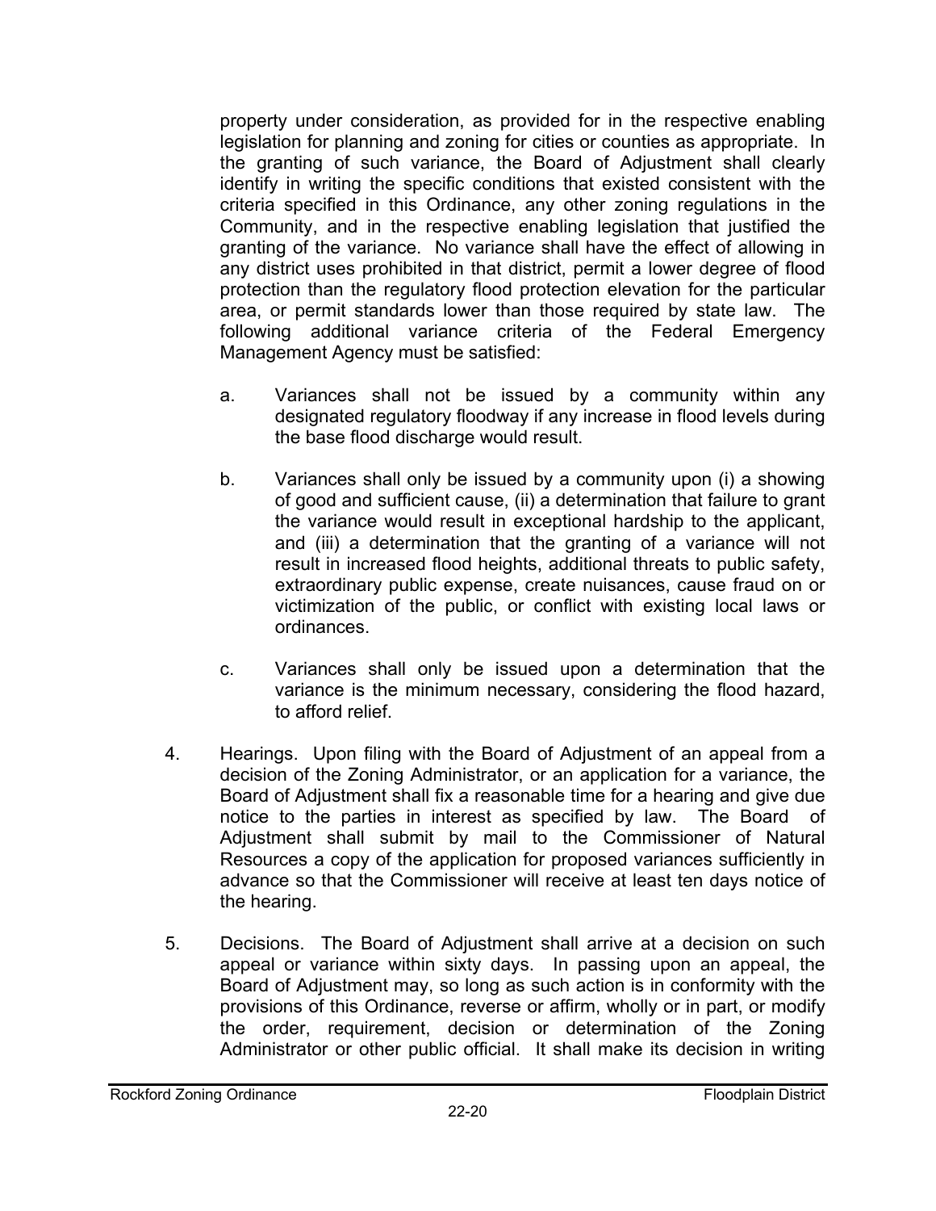property under consideration, as provided for in the respective enabling legislation for planning and zoning for cities or counties as appropriate. In the granting of such variance, the Board of Adjustment shall clearly identify in writing the specific conditions that existed consistent with the criteria specified in this Ordinance, any other zoning regulations in the Community, and in the respective enabling legislation that justified the granting of the variance. No variance shall have the effect of allowing in any district uses prohibited in that district, permit a lower degree of flood protection than the regulatory flood protection elevation for the particular area, or permit standards lower than those required by state law. The following additional variance criteria of the Federal Emergency Management Agency must be satisfied:

a. Variances shall not be issued by a community within any designated regulatory floodway if any increase in flood levels during the base flood discharge would result.

b. Variances shall only be issued by a community upon (i) a showing of good and sufficient cause, (ii) a determination that failure to grant the variance would result in exceptional hardship to the applicant, and (iii) a determination that the granting of a variance will not result in increased flood heights, additional threats to public safety, extraordinary public expense, create nuisances, cause fraud on or victimization of the public, or conflict with existing local laws or ordinances.

c. Variances shall only be issued upon a determination that the variance is the minimum necessary, considering the flood hazard, to afford relief.

4. Hearings. Upon filing with the Board of Adjustment of an appeal from a decision of the Zoning Administrator, or an application for a variance, the Board of Adjustment shall fix a reasonable time for a hearing and give due notice to the parties in interest as specified by law. The Board of Adjustment shall submit by mail to the Commissioner of Natural Resources a copy of the application for proposed variances sufficiently in advance so that the Commissioner will receive at least ten days notice of the hearing.

5. Decisions. The Board of Adjustment shall arrive at a decision on such appeal or variance within sixty days. In passing upon an appeal, the Board of Adjustment may, so long as such action is in conformity with the provisions of this Ordinance, reverse or affirm, wholly or in part, or modify the order, requirement, decision or determination of the Zoning Administrator or other public official. It shall make its decision in writing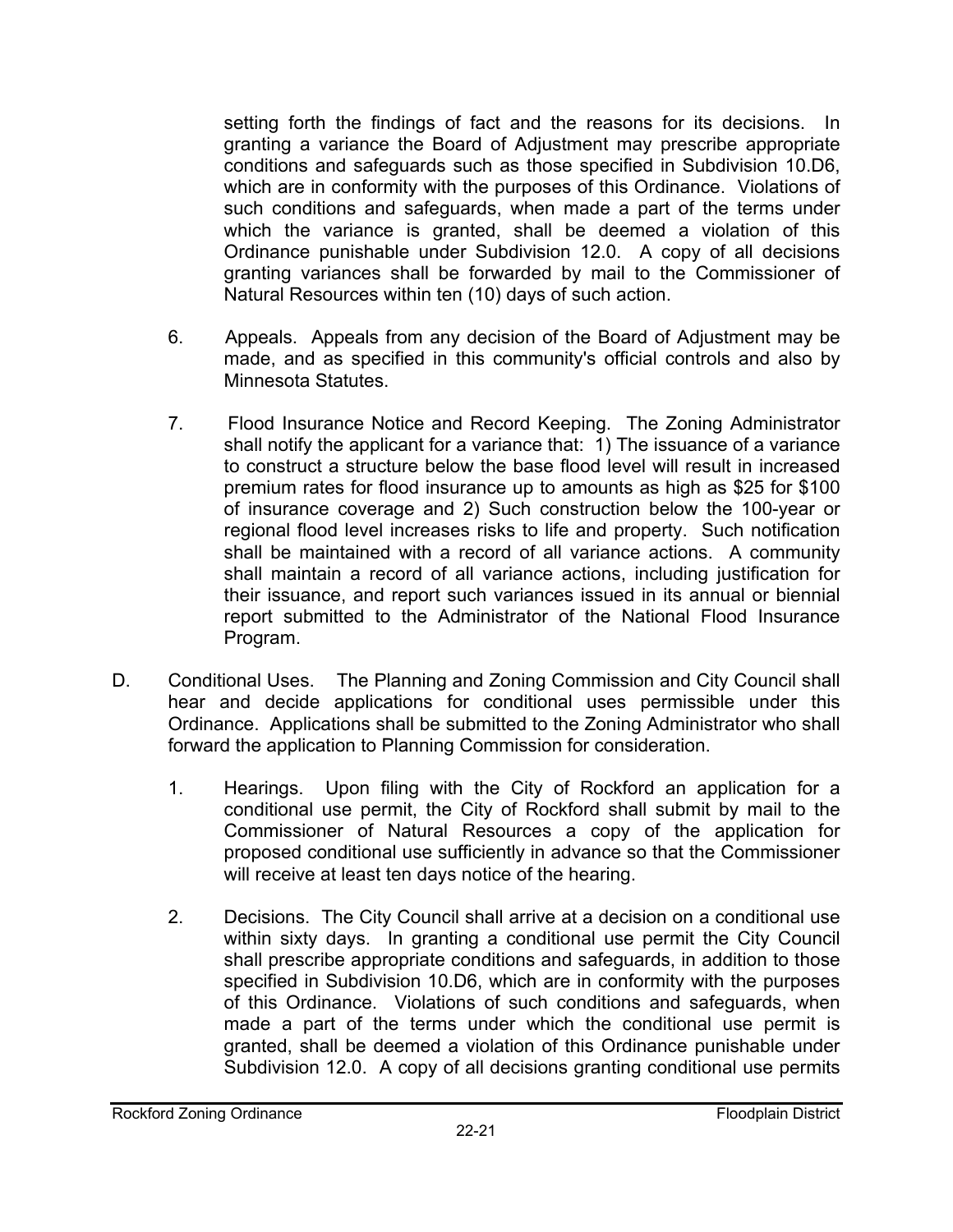setting forth the findings of fact and the reasons for its decisions. In granting a variance the Board of Adjustment may prescribe appropriate conditions and safeguards such as those specified in Subdivision 10.D6, which are in conformity with the purposes of this Ordinance. Violations of such conditions and safeguards, when made a part of the terms under which the variance is granted, shall be deemed a violation of this Ordinance punishable under Subdivision 12.0. A copy of all decisions granting variances shall be forwarded by mail to the Commissioner of Natural Resources within ten (10) days of such action.

6. Appeals. Appeals from any decision of the Board of Adjustment may be made, and as specified in this community's official controls and also by Minnesota Statutes.

7. Flood Insurance Notice and Record Keeping. The Zoning Administrator shall notify the applicant for a variance that: 1) The issuance of a variance to construct a structure below the base flood level will result in increased premium rates for flood insurance up to amounts as high as $25 for $100 of insurance coverage and 2) Such construction below the 100-year or regional flood level increases risks to life and property. Such notification shall be maintained with a record of all variance actions. A community shall maintain a record of all variance actions, including justification for their issuance, and report such variances issued in its annual or biennial report submitted to the Administrator of the National Flood Insurance Program.

D. Conditional Uses. The Planning and Zoning Commission and City Council shall hear and decide applications for conditional uses permissible under this Ordinance. Applications shall be submitted to the Zoning Administrator who shall forward the application to Planning Commission for consideration.

1. Hearings. Upon filing with the City of Rockford an application for a conditional use permit, the City of Rockford shall submit by mail to the Commissioner of Natural Resources a copy of the application for proposed conditional use sufficiently in advance so that the Commissioner will receive at least ten days notice of the hearing.

2. Decisions. The City Council shall arrive at a decision on a conditional use within sixty days. In granting a conditional use permit the City Council shall prescribe appropriate conditions and safeguards, in addition to those specified in Subdivision 10.D6, which are in conformity with the purposes of this Ordinance. Violations of such conditions and safeguards, when made a part of the terms under which the conditional use permit is granted, shall be deemed a violation of this Ordinance punishable under Subdivision 12.0. A copy of all decisions granting conditional use permits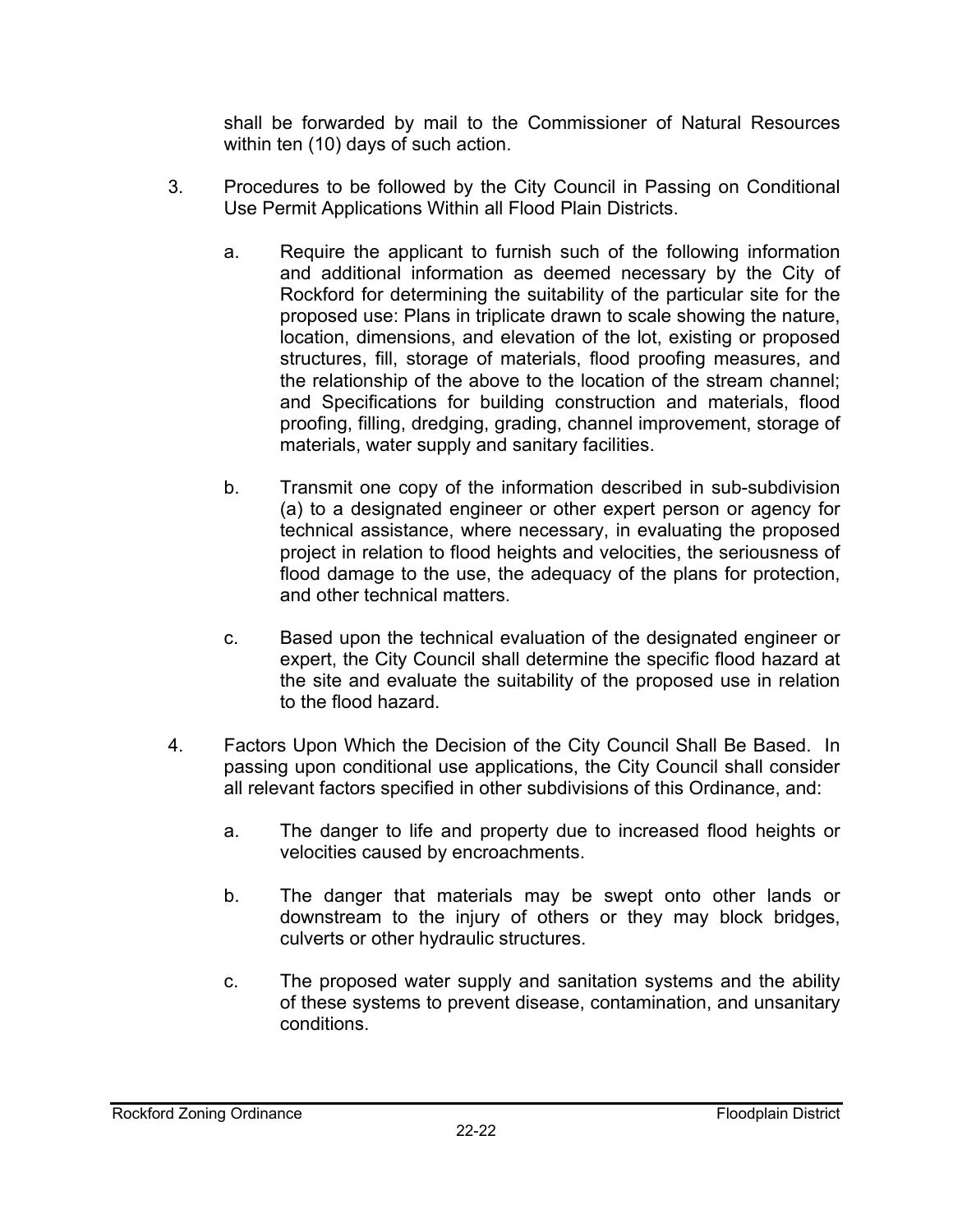shall be forwarded by mail to the Commissioner of Natural Resources within ten (10) days of such action.

3. Procedures to be followed by the City Council in Passing on Conditional Use Permit Applications Within all Flood Plain Districts.

   a. Require the applicant to furnish such of the following information and additional information as deemed necessary by the City of Rockford for determining the suitability of the particular site for the proposed use: Plans in triplicate drawn to scale showing the nature, location, dimensions, and elevation of the lot, existing or proposed structures, fill, storage of materials, flood proofing measures, and the relationship of the above to the location of the stream channel; and Specifications for building construction and materials, flood proofing, filling, dredging, grading, channel improvement, storage of materials, water supply and sanitary facilities.

   b. Transmit one copy of the information described in sub-subdivision (a) to a designated engineer or other expert person or agency for technical assistance, where necessary, in evaluating the proposed project in relation to flood heights and velocities, the seriousness of flood damage to the use, the adequacy of the plans for protection, and other technical matters.

   c. Based upon the technical evaluation of the designated engineer or expert, the City Council shall determine the specific flood hazard at the site and evaluate the suitability of the proposed use in relation to the flood hazard.

4. Factors Upon Which the Decision of the City Council Shall Be Based. In passing upon conditional use applications, the City Council shall consider all relevant factors specified in other subdivisions of this Ordinance, and:

   a. The danger to life and property due to increased flood heights or velocities caused by encroachments.

   b. The danger that materials may be swept onto other lands or downstream to the injury of others or they may block bridges, culverts or other hydraulic structures.

   c. The proposed water supply and sanitation systems and the ability of these systems to prevent disease, contamination, and unsanitary conditions.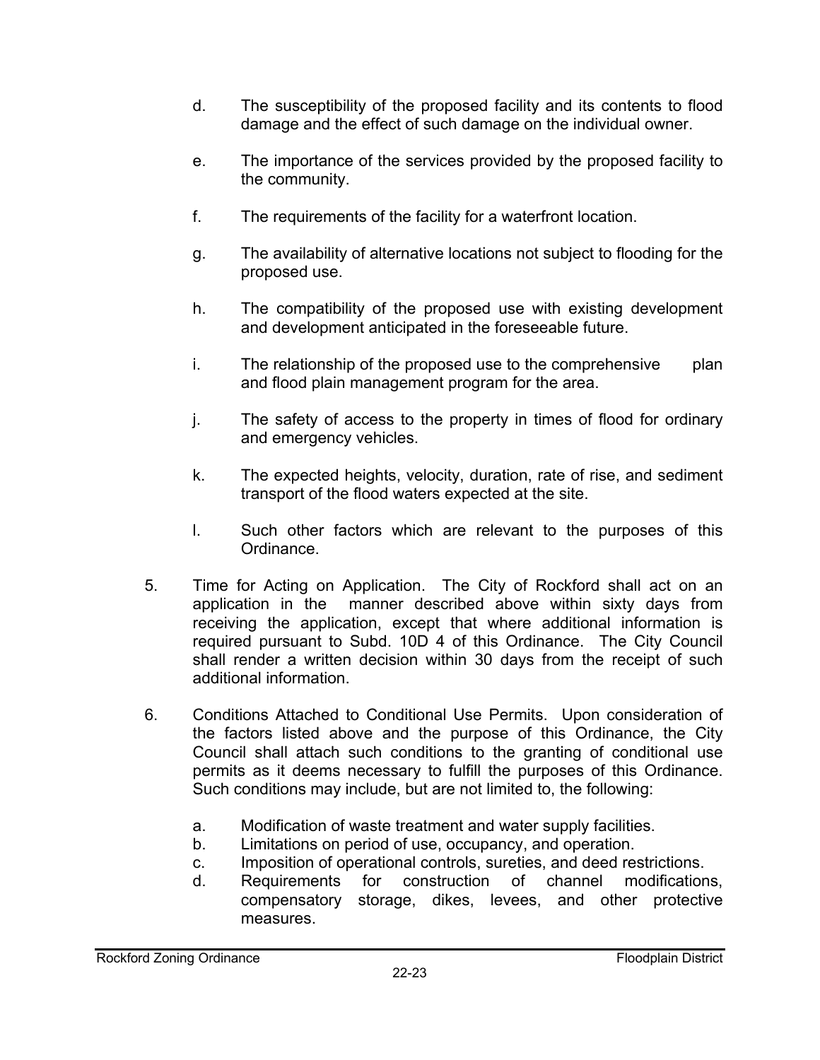d. The susceptibility of the proposed facility and its contents to flood damage and the effect of such damage on the individual owner.

e. The importance of the services provided by the proposed facility to the community.

f. The requirements of the facility for a waterfront location.

g. The availability of alternative locations not subject to flooding for the proposed use.

h. The compatibility of the proposed use with existing development and development anticipated in the foreseeable future.

i. The relationship of the proposed use to the comprehensive plan and flood plain management program for the area.

j. The safety of access to the property in times of flood for ordinary and emergency vehicles.

k. The expected heights, velocity, duration, rate of rise, and sediment transport of the flood waters expected at the site.

l. Such other factors which are relevant to the purposes of this Ordinance.

5. Time for Acting on Application. The City of Rockford shall act on an application in the manner described above within sixty days from receiving the application, except that where additional information is required pursuant to Subd. 10D 4 of this Ordinance. The City Council shall render a written decision within 30 days from the receipt of such additional information.

6. Conditions Attached to Conditional Use Permits. Upon consideration of the factors listed above and the purpose of this Ordinance, the City Council shall attach such conditions to the granting of conditional use permits as it deems necessary to fulfill the purposes of this Ordinance. Such conditions may include, but are not limited to, the following:

   a. Modification of waste treatment and water supply facilities.
   b. Limitations on period of use, occupancy, and operation.
   c. Imposition of operational controls, sureties, and deed restrictions.
   d. Requirements for construction of channel modifications, compensatory storage, dikes, levees, and other protective measures.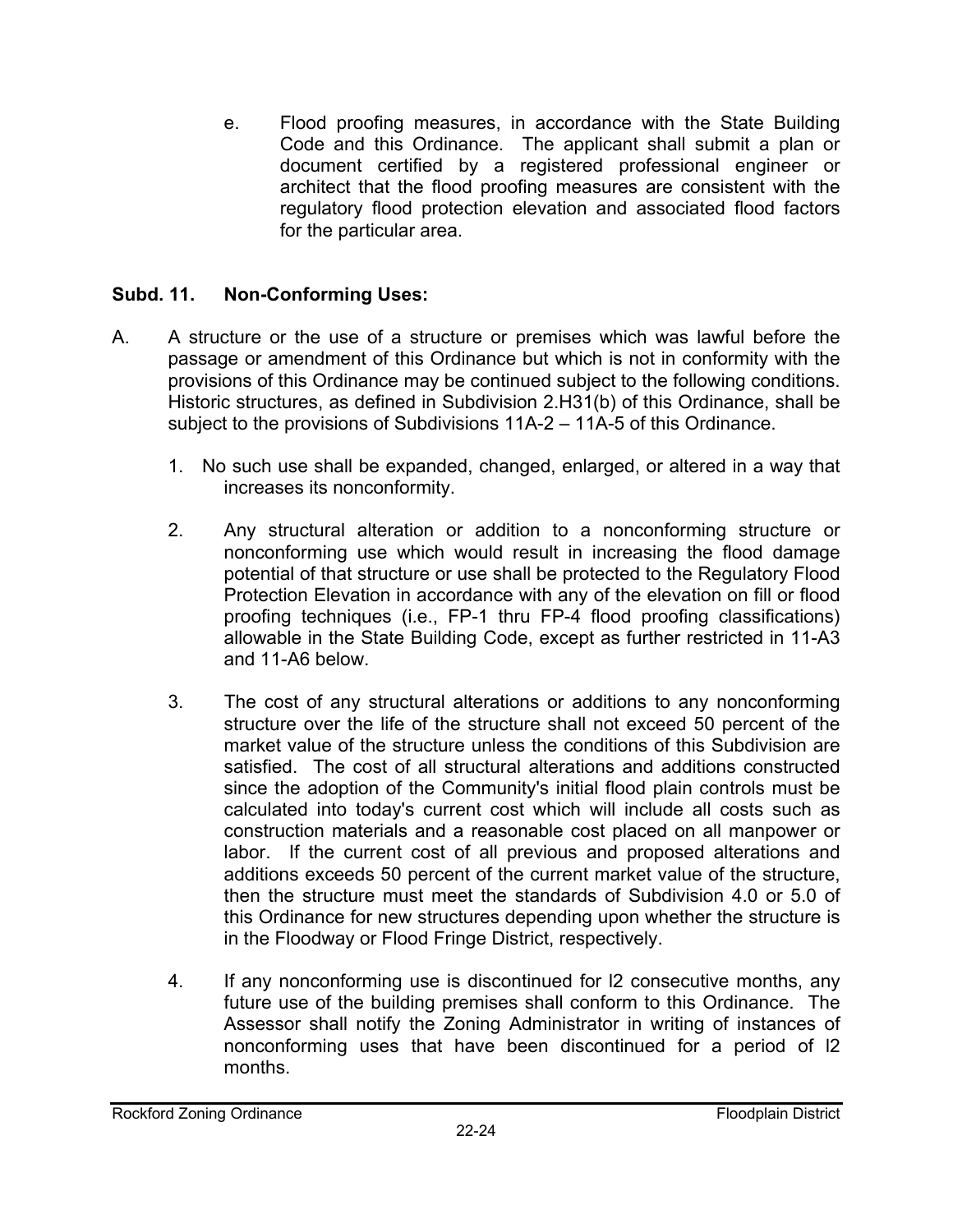e. Flood proofing measures, in accordance with the State Building Code and this Ordinance. The applicant shall submit a plan or document certified by a registered professional engineer or architect that the flood proofing measures are consistent with the regulatory flood protection elevation and associated flood factors for the particular area.

**Subd. 11. Non-Conforming Uses:**

A. A structure or the use of a structure or premises which was lawful before the passage or amendment of this Ordinance but which is not in conformity with the provisions of this Ordinance may be continued subject to the following conditions. Historic structures, as defined in Subdivision 2.H31(b) of this Ordinance, shall be subject to the provisions of Subdivisions 11A-2 – 11A-5 of this Ordinance.

1. No such use shall be expanded, changed, enlarged, or altered in a way that increases its nonconformity.

2. Any structural alteration or addition to a nonconforming structure or nonconforming use which would result in increasing the flood damage potential of that structure or use shall be protected to the Regulatory Flood Protection Elevation in accordance with any of the elevation on fill or flood proofing techniques (i.e., FP-1 thru FP-4 flood proofing classifications) allowable in the State Building Code, except as further restricted in 11-A3 and 11-A6 below.

3. The cost of any structural alterations or additions to any nonconforming structure over the life of the structure shall not exceed 50 percent of the market value of the structure unless the conditions of this Subdivision are satisfied. The cost of all structural alterations and additions constructed since the adoption of the Community's initial flood plain controls must be calculated into today's current cost which will include all costs such as construction materials and a reasonable cost placed on all manpower or labor. If the current cost of all previous and proposed alterations and additions exceeds 50 percent of the current market value of the structure, then the structure must meet the standards of Subdivision 4.0 or 5.0 of this Ordinance for new structures depending upon whether the structure is in the Floodway or Flood Fringe District, respectively.

4. If any nonconforming use is discontinued for l2 consecutive months, any future use of the building premises shall conform to this Ordinance. The Assessor shall notify the Zoning Administrator in writing of instances of nonconforming uses that have been discontinued for a period of l2 months.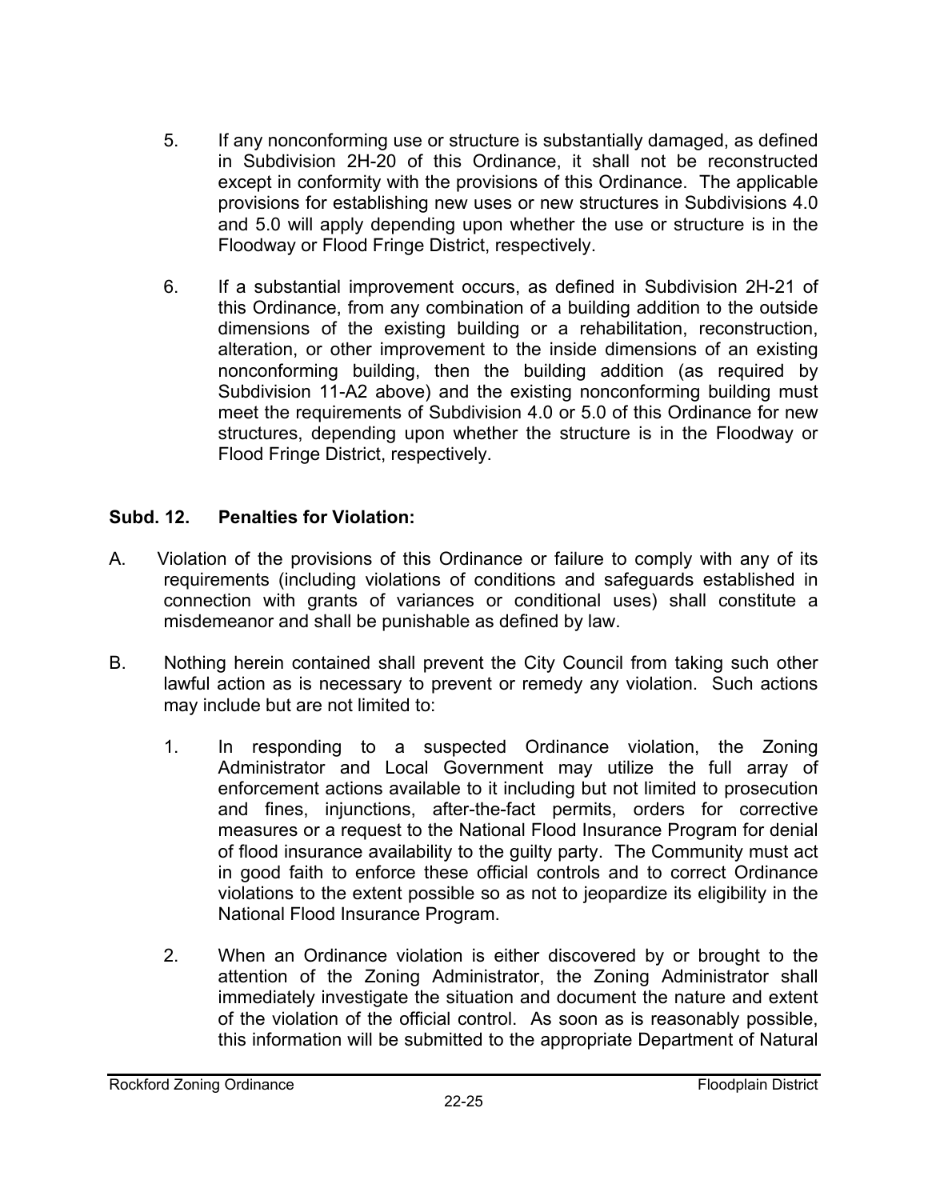5. If any nonconforming use or structure is substantially damaged, as defined in Subdivision 2H-20 of this Ordinance, it shall not be reconstructed except in conformity with the provisions of this Ordinance. The applicable provisions for establishing new uses or new structures in Subdivisions 4.0 and 5.0 will apply depending upon whether the use or structure is in the Floodway or Flood Fringe District, respectively.

6. If a substantial improvement occurs, as defined in Subdivision 2H-21 of this Ordinance, from any combination of a building addition to the outside dimensions of the existing building or a rehabilitation, reconstruction, alteration, or other improvement to the inside dimensions of an existing nonconforming building, then the building addition (as required by Subdivision 11-A2 above) and the existing nonconforming building must meet the requirements of Subdivision 4.0 or 5.0 of this Ordinance for new structures, depending upon whether the structure is in the Floodway or Flood Fringe District, respectively.

## Subd. 12. Penalties for Violation:

A. Violation of the provisions of this Ordinance or failure to comply with any of its requirements (including violations of conditions and safeguards established in connection with grants of variances or conditional uses) shall constitute a misdemeanor and shall be punishable as defined by law.

B. Nothing herein contained shall prevent the City Council from taking such other lawful action as is necessary to prevent or remedy any violation. Such actions may include but are not limited to:

1. In responding to a suspected Ordinance violation, the Zoning Administrator and Local Government may utilize the full array of enforcement actions available to it including but not limited to prosecution and fines, injunctions, after-the-fact permits, orders for corrective measures or a request to the National Flood Insurance Program for denial of flood insurance availability to the guilty party. The Community must act in good faith to enforce these official controls and to correct Ordinance violations to the extent possible so as not to jeopardize its eligibility in the National Flood Insurance Program.

2. When an Ordinance violation is either discovered by or brought to the attention of the Zoning Administrator, the Zoning Administrator shall immediately investigate the situation and document the nature and extent of the violation of the official control. As soon as is reasonably possible, this information will be submitted to the appropriate Department of Natural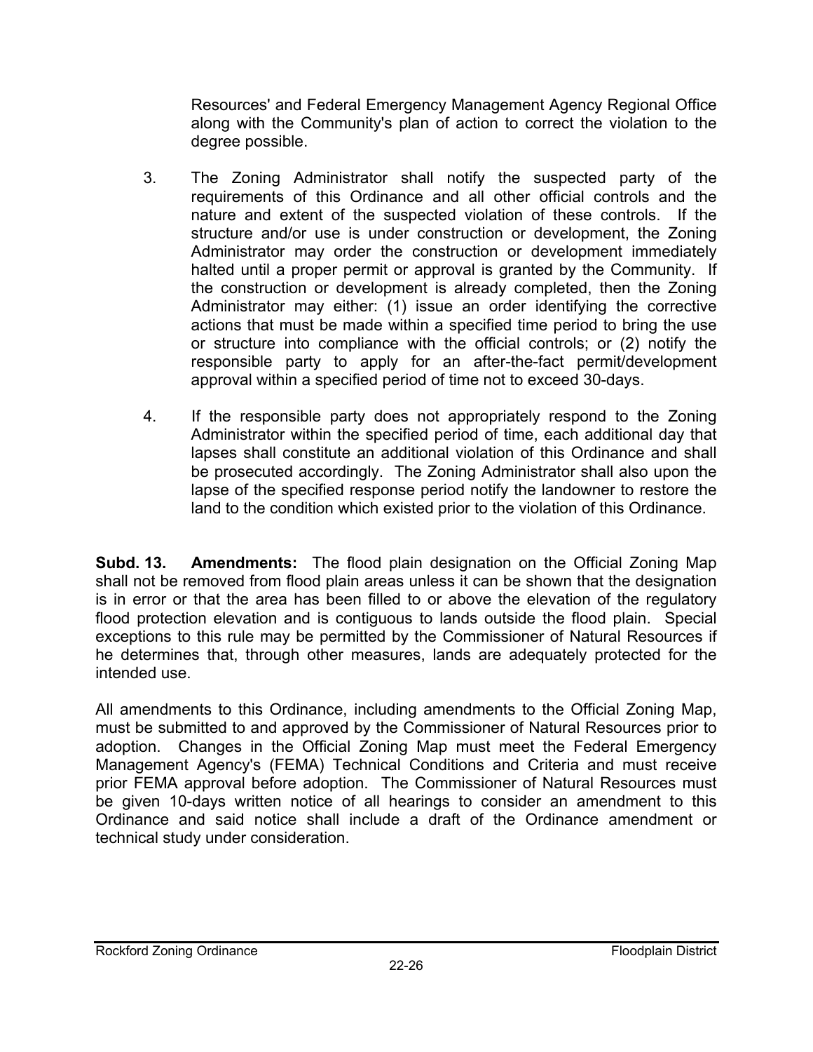Resources' and Federal Emergency Management Agency Regional Office along with the Community's plan of action to correct the violation to the degree possible.

3. The Zoning Administrator shall notify the suspected party of the requirements of this Ordinance and all other official controls and the nature and extent of the suspected violation of these controls. If the structure and/or use is under construction or development, the Zoning Administrator may order the construction or development immediately halted until a proper permit or approval is granted by the Community. If the construction or development is already completed, then the Zoning Administrator may either: (1) issue an order identifying the corrective actions that must be made within a specified time period to bring the use or structure into compliance with the official controls; or (2) notify the responsible party to apply for an after-the-fact permit/development approval within a specified period of time not to exceed 30-days.

4. If the responsible party does not appropriately respond to the Zoning Administrator within the specified period of time, each additional day that lapses shall constitute an additional violation of this Ordinance and shall be prosecuted accordingly. The Zoning Administrator shall also upon the lapse of the specified response period notify the landowner to restore the land to the condition which existed prior to the violation of this Ordinance.

**Subd. 13. Amendments:** The flood plain designation on the Official Zoning Map shall not be removed from flood plain areas unless it can be shown that the designation is in error or that the area has been filled to or above the elevation of the regulatory flood protection elevation and is contiguous to lands outside the flood plain. Special exceptions to this rule may be permitted by the Commissioner of Natural Resources if he determines that, through other measures, lands are adequately protected for the intended use.

All amendments to this Ordinance, including amendments to the Official Zoning Map, must be submitted to and approved by the Commissioner of Natural Resources prior to adoption. Changes in the Official Zoning Map must meet the Federal Emergency Management Agency's (FEMA) Technical Conditions and Criteria and must receive prior FEMA approval before adoption. The Commissioner of Natural Resources must be given 10-days written notice of all hearings to consider an amendment to this Ordinance and said notice shall include a draft of the Ordinance amendment or technical study under consideration.